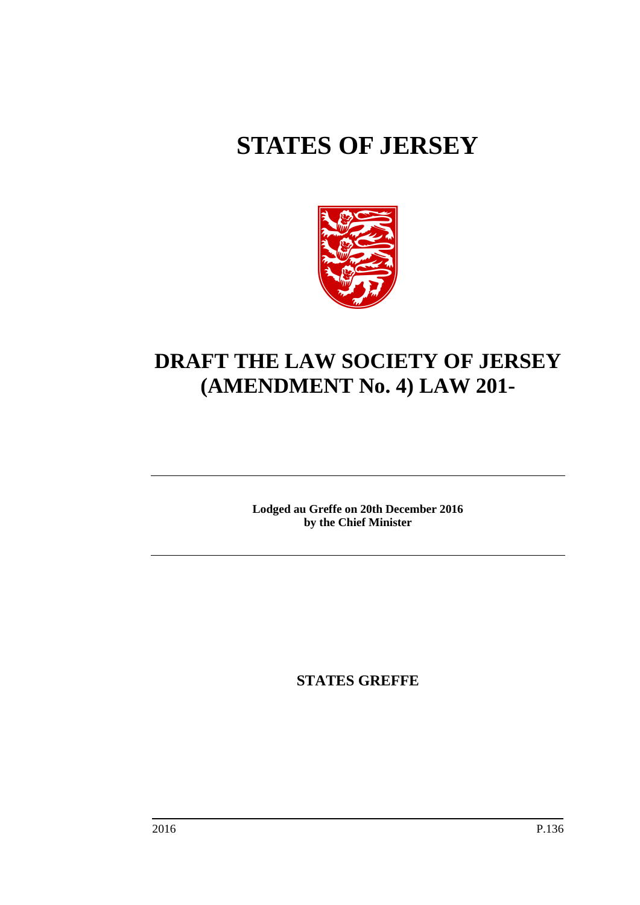# STATES OF JERSEY

# DRAFT THE LAW SOCIETY OF JERSEY (AMENDMENT No. 4) LAW 201-

**Lodged au Greffe on 20th December 2016**
**by the Chief Minister**

**STATES GREFFE**

2016 P.136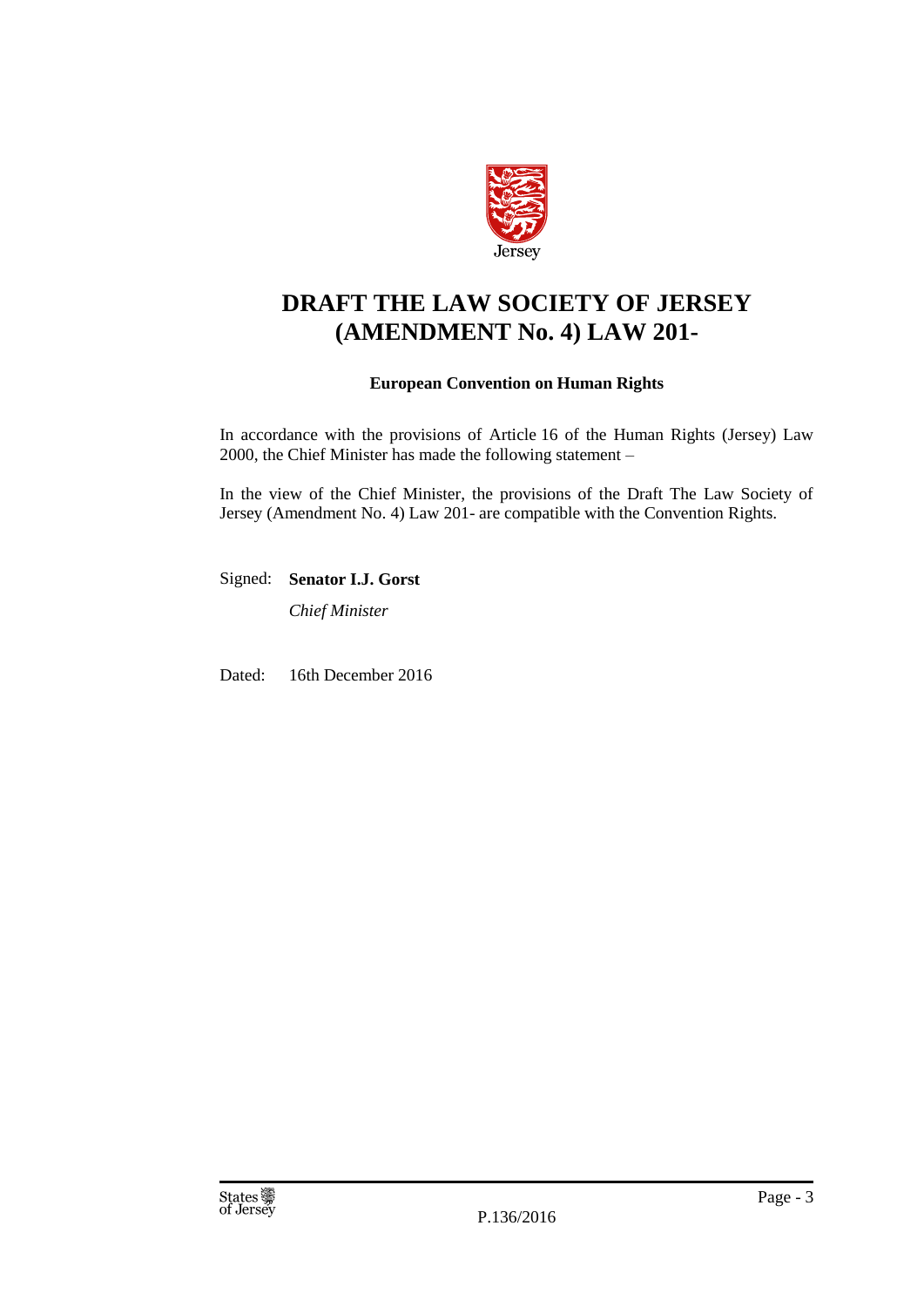Jersey

# DRAFT THE LAW SOCIETY OF JERSEY (AMENDMENT No. 4) LAW 201-

**European Convention on Human Rights**

In accordance with the provisions of Article 16 of the Human Rights (Jersey) Law 2000, the Chief Minister has made the following statement –

In the view of the Chief Minister, the provisions of the Draft The Law Society of Jersey (Amendment No. 4) Law 201- are compatible with the Convention Rights.

Signed: **Senator I.J. Gorst**

*Chief Minister*

Dated: 16th December 2016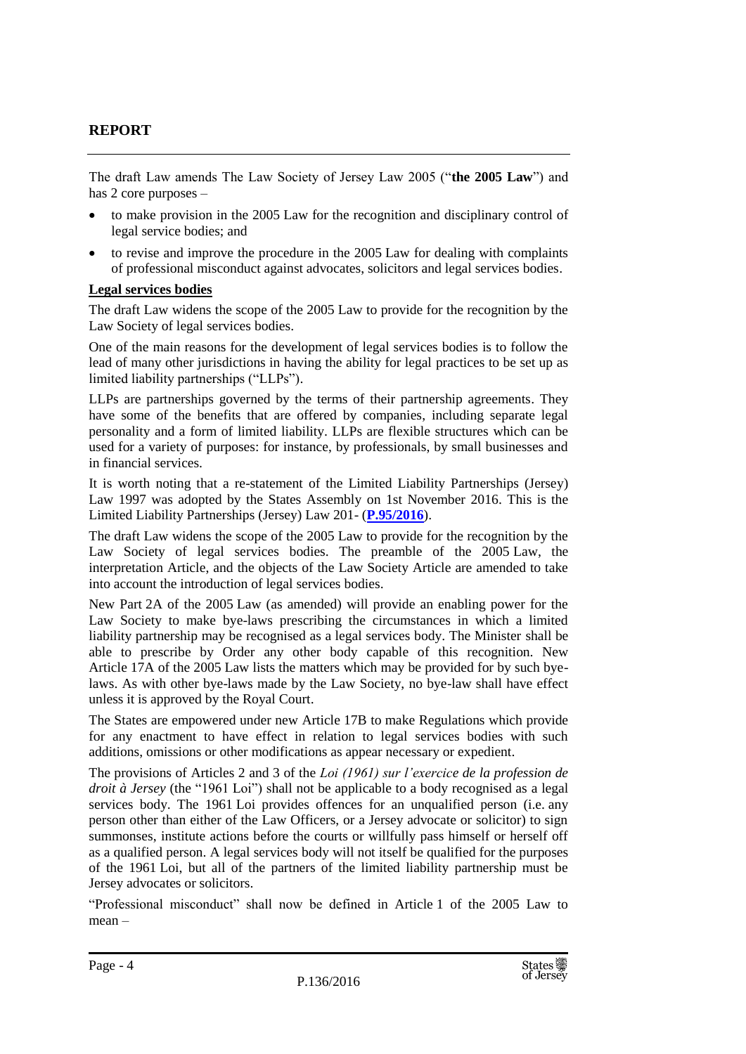## REPORT

The draft Law amends The Law Society of Jersey Law 2005 ("**the 2005 Law**") and has 2 core purposes –

- to make provision in the 2005 Law for the recognition and disciplinary control of legal service bodies; and
- to revise and improve the procedure in the 2005 Law for dealing with complaints of professional misconduct against advocates, solicitors and legal services bodies.

**Legal services bodies**

The draft Law widens the scope of the 2005 Law to provide for the recognition by the Law Society of legal services bodies.

One of the main reasons for the development of legal services bodies is to follow the lead of many other jurisdictions in having the ability for legal practices to be set up as limited liability partnerships ("LLPs").

LLPs are partnerships governed by the terms of their partnership agreements. They have some of the benefits that are offered by companies, including separate legal personality and a form of limited liability. LLPs are flexible structures which can be used for a variety of purposes: for instance, by professionals, by small businesses and in financial services.

It is worth noting that a re-statement of the Limited Liability Partnerships (Jersey) Law 1997 was adopted by the States Assembly on 1st November 2016. This is the Limited Liability Partnerships (Jersey) Law 201- (**P.95/2016**).

The draft Law widens the scope of the 2005 Law to provide for the recognition by the Law Society of legal services bodies. The preamble of the 2005 Law, the interpretation Article, and the objects of the Law Society Article are amended to take into account the introduction of legal services bodies.

New Part 2A of the 2005 Law (as amended) will provide an enabling power for the Law Society to make bye-laws prescribing the circumstances in which a limited liability partnership may be recognised as a legal services body. The Minister shall be able to prescribe by Order any other body capable of this recognition. New Article 17A of the 2005 Law lists the matters which may be provided for by such bye-laws. As with other bye-laws made by the Law Society, no bye-law shall have effect unless it is approved by the Royal Court.

The States are empowered under new Article 17B to make Regulations which provide for any enactment to have effect in relation to legal services bodies with such additions, omissions or other modifications as appear necessary or expedient.

The provisions of Articles 2 and 3 of the *Loi (1961) sur l'exercice de la profession de droit à Jersey* (the "1961 Loi") shall not be applicable to a body recognised as a legal services body. The 1961 Loi provides offences for an unqualified person (i.e. any person other than either of the Law Officers, or a Jersey advocate or solicitor) to sign summonses, institute actions before the courts or willfully pass himself or herself off as a qualified person. A legal services body will not itself be qualified for the purposes of the 1961 Loi, but all of the partners of the limited liability partnership must be Jersey advocates or solicitors.

"Professional misconduct" shall now be defined in Article 1 of the 2005 Law to mean –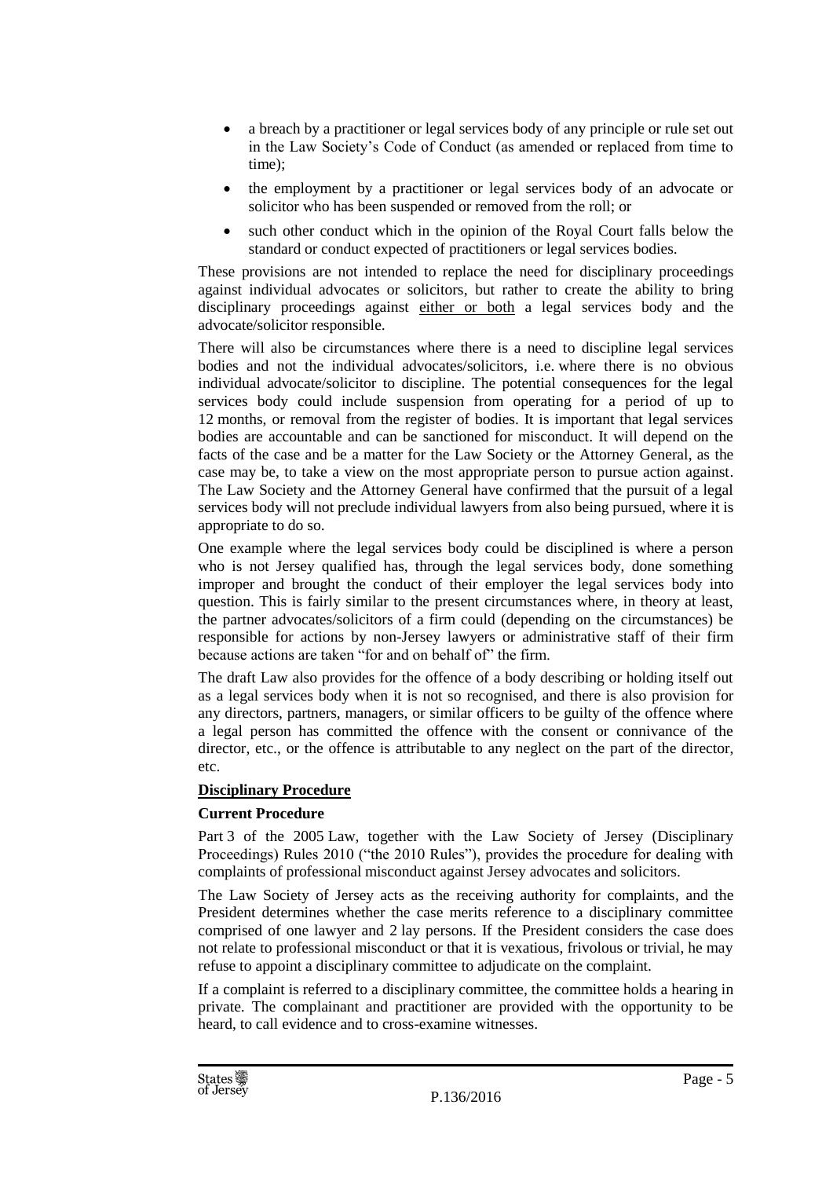- a breach by a practitioner or legal services body of any principle or rule set out in the Law Society's Code of Conduct (as amended or replaced from time to time);
- the employment by a practitioner or legal services body of an advocate or solicitor who has been suspended or removed from the roll; or
- such other conduct which in the opinion of the Royal Court falls below the standard or conduct expected of practitioners or legal services bodies.

These provisions are not intended to replace the need for disciplinary proceedings against individual advocates or solicitors, but rather to create the ability to bring disciplinary proceedings against <u>either or both</u> a legal services body and the advocate/solicitor responsible.

There will also be circumstances where there is a need to discipline legal services bodies and not the individual advocates/solicitors, i.e. where there is no obvious individual advocate/solicitor to discipline. The potential consequences for the legal services body could include suspension from operating for a period of up to 12 months, or removal from the register of bodies. It is important that legal services bodies are accountable and can be sanctioned for misconduct. It will depend on the facts of the case and be a matter for the Law Society or the Attorney General, as the case may be, to take a view on the most appropriate person to pursue action against. The Law Society and the Attorney General have confirmed that the pursuit of a legal services body will not preclude individual lawyers from also being pursued, where it is appropriate to do so.

One example where the legal services body could be disciplined is where a person who is not Jersey qualified has, through the legal services body, done something improper and brought the conduct of their employer the legal services body into question. This is fairly similar to the present circumstances where, in theory at least, the partner advocates/solicitors of a firm could (depending on the circumstances) be responsible for actions by non-Jersey lawyers or administrative staff of their firm because actions are taken "for and on behalf of" the firm.

The draft Law also provides for the offence of a body describing or holding itself out as a legal services body when it is not so recognised, and there is also provision for any directors, partners, managers, or similar officers to be guilty of the offence where a legal person has committed the offence with the consent or connivance of the director, etc., or the offence is attributable to any neglect on the part of the director, etc.

## Disciplinary Procedure

### Current Procedure

Part 3 of the 2005 Law, together with the Law Society of Jersey (Disciplinary Proceedings) Rules 2010 ("the 2010 Rules"), provides the procedure for dealing with complaints of professional misconduct against Jersey advocates and solicitors.

The Law Society of Jersey acts as the receiving authority for complaints, and the President determines whether the case merits reference to a disciplinary committee comprised of one lawyer and 2 lay persons. If the President considers the case does not relate to professional misconduct or that it is vexatious, frivolous or trivial, he may refuse to appoint a disciplinary committee to adjudicate on the complaint.

If a complaint is referred to a disciplinary committee, the committee holds a hearing in private. The complainant and practitioner are provided with the opportunity to be heard, to call evidence and to cross-examine witnesses.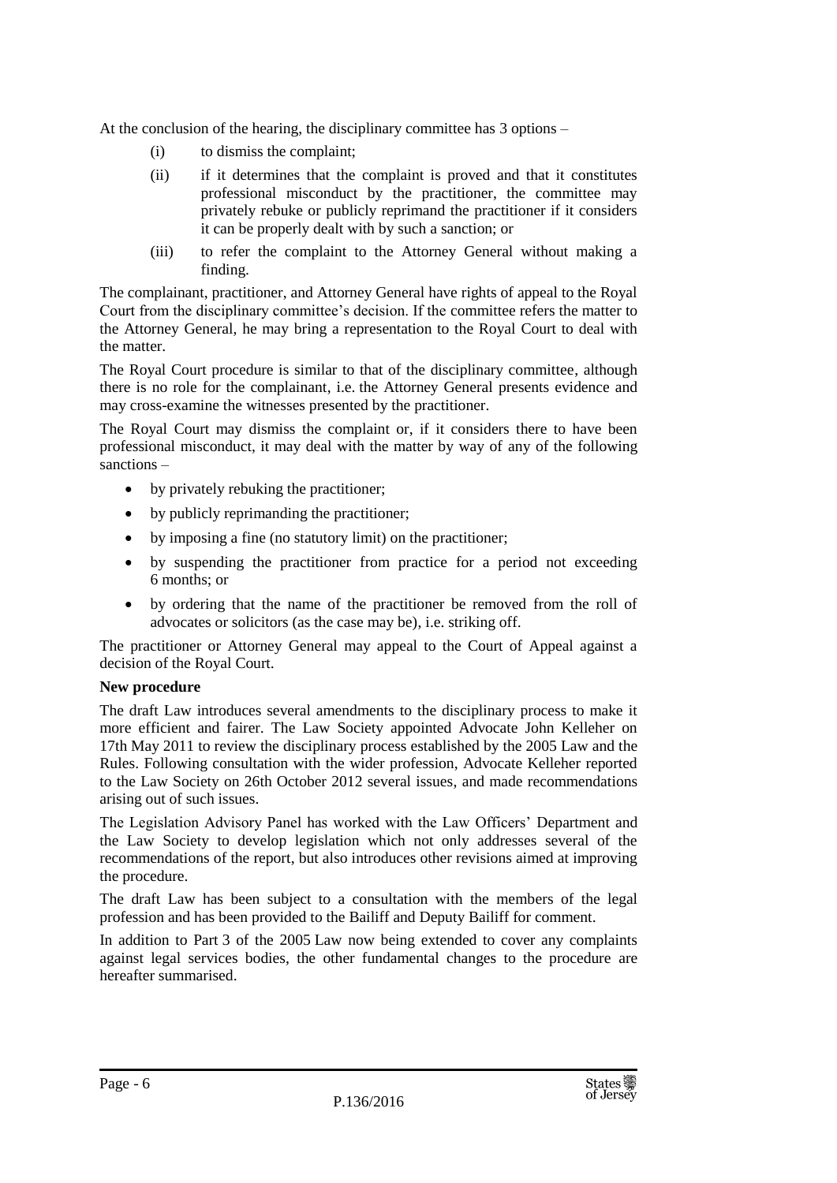At the conclusion of the hearing, the disciplinary committee has 3 options –

(i) to dismiss the complaint;

(ii) if it determines that the complaint is proved and that it constitutes professional misconduct by the practitioner, the committee may privately rebuke or publicly reprimand the practitioner if it considers it can be properly dealt with by such a sanction; or

(iii) to refer the complaint to the Attorney General without making a finding.

The complainant, practitioner, and Attorney General have rights of appeal to the Royal Court from the disciplinary committee's decision. If the committee refers the matter to the Attorney General, he may bring a representation to the Royal Court to deal with the matter.

The Royal Court procedure is similar to that of the disciplinary committee, although there is no role for the complainant, i.e. the Attorney General presents evidence and may cross-examine the witnesses presented by the practitioner.

The Royal Court may dismiss the complaint or, if it considers there to have been professional misconduct, it may deal with the matter by way of any of the following sanctions –

- by privately rebuking the practitioner;
- by publicly reprimanding the practitioner;
- by imposing a fine (no statutory limit) on the practitioner;
- by suspending the practitioner from practice for a period not exceeding 6 months; or
- by ordering that the name of the practitioner be removed from the roll of advocates or solicitors (as the case may be), i.e. striking off.

The practitioner or Attorney General may appeal to the Court of Appeal against a decision of the Royal Court.

**New procedure**

The draft Law introduces several amendments to the disciplinary process to make it more efficient and fairer. The Law Society appointed Advocate John Kelleher on 17th May 2011 to review the disciplinary process established by the 2005 Law and the Rules. Following consultation with the wider profession, Advocate Kelleher reported to the Law Society on 26th October 2012 several issues, and made recommendations arising out of such issues.

The Legislation Advisory Panel has worked with the Law Officers' Department and the Law Society to develop legislation which not only addresses several of the recommendations of the report, but also introduces other revisions aimed at improving the procedure.

The draft Law has been subject to a consultation with the members of the legal profession and has been provided to the Bailiff and Deputy Bailiff for comment.

In addition to Part 3 of the 2005 Law now being extended to cover any complaints against legal services bodies, the other fundamental changes to the procedure are hereafter summarised.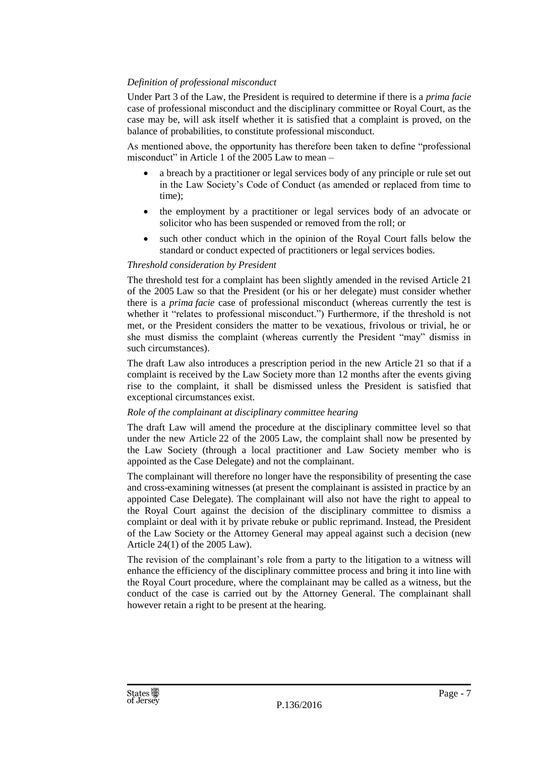*Definition of professional misconduct*

Under Part 3 of the Law, the President is required to determine if there is a *prima facie* case of professional misconduct and the disciplinary committee or Royal Court, as the case may be, will ask itself whether it is satisfied that a complaint is proved, on the balance of probabilities, to constitute professional misconduct.

As mentioned above, the opportunity has therefore been taken to define "professional misconduct" in Article 1 of the 2005 Law to mean –

- a breach by a practitioner or legal services body of any principle or rule set out in the Law Society's Code of Conduct (as amended or replaced from time to time);
- the employment by a practitioner or legal services body of an advocate or solicitor who has been suspended or removed from the roll; or
- such other conduct which in the opinion of the Royal Court falls below the standard or conduct expected of practitioners or legal services bodies.

*Threshold consideration by President*

The threshold test for a complaint has been slightly amended in the revised Article 21 of the 2005 Law so that the President (or his or her delegate) must consider whether there is a *prima facie* case of professional misconduct (whereas currently the test is whether it "relates to professional misconduct.") Furthermore, if the threshold is not met, or the President considers the matter to be vexatious, frivolous or trivial, he or she must dismiss the complaint (whereas currently the President "may" dismiss in such circumstances).

The draft Law also introduces a prescription period in the new Article 21 so that if a complaint is received by the Law Society more than 12 months after the events giving rise to the complaint, it shall be dismissed unless the President is satisfied that exceptional circumstances exist.

*Role of the complainant at disciplinary committee hearing*

The draft Law will amend the procedure at the disciplinary committee level so that under the new Article 22 of the 2005 Law, the complaint shall now be presented by the Law Society (through a local practitioner and Law Society member who is appointed as the Case Delegate) and not the complainant.

The complainant will therefore no longer have the responsibility of presenting the case and cross-examining witnesses (at present the complainant is assisted in practice by an appointed Case Delegate). The complainant will also not have the right to appeal to the Royal Court against the decision of the disciplinary committee to dismiss a complaint or deal with it by private rebuke or public reprimand. Instead, the President of the Law Society or the Attorney General may appeal against such a decision (new Article 24(1) of the 2005 Law).

The revision of the complainant's role from a party to the litigation to a witness will enhance the efficiency of the disciplinary committee process and bring it into line with the Royal Court procedure, where the complainant may be called as a witness, but the conduct of the case is carried out by the Attorney General. The complainant shall however retain a right to be present at the hearing.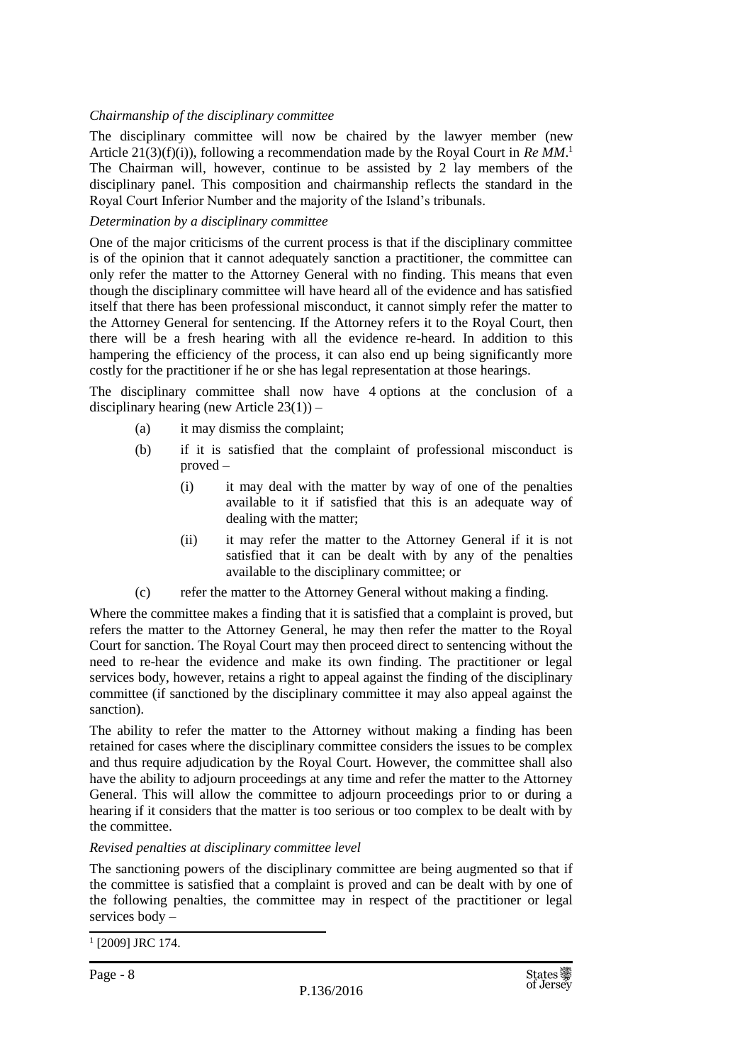*Chairmanship of the disciplinary committee*

The disciplinary committee will now be chaired by the lawyer member (new Article 21(3)(f)(i)), following a recommendation made by the Royal Court in *Re MM*.[1] The Chairman will, however, continue to be assisted by 2 lay members of the disciplinary panel. This composition and chairmanship reflects the standard in the Royal Court Inferior Number and the majority of the Island's tribunals.

*Determination by a disciplinary committee*

One of the major criticisms of the current process is that if the disciplinary committee is of the opinion that it cannot adequately sanction a practitioner, the committee can only refer the matter to the Attorney General with no finding. This means that even though the disciplinary committee will have heard all of the evidence and has satisfied itself that there has been professional misconduct, it cannot simply refer the matter to the Attorney General for sentencing. If the Attorney refers it to the Royal Court, then there will be a fresh hearing with all the evidence re-heard. In addition to this hampering the efficiency of the process, it can also end up being significantly more costly for the practitioner if he or she has legal representation at those hearings.

The disciplinary committee shall now have 4 options at the conclusion of a disciplinary hearing (new Article 23(1)) –

- (a) it may dismiss the complaint;
- (b) if it is satisfied that the complaint of professional misconduct is proved –
  - (i) it may deal with the matter by way of one of the penalties available to it if satisfied that this is an adequate way of dealing with the matter;
  - (ii) it may refer the matter to the Attorney General if it is not satisfied that it can be dealt with by any of the penalties available to the disciplinary committee; or
- (c) refer the matter to the Attorney General without making a finding.

Where the committee makes a finding that it is satisfied that a complaint is proved, but refers the matter to the Attorney General, he may then refer the matter to the Royal Court for sanction. The Royal Court may then proceed direct to sentencing without the need to re-hear the evidence and make its own finding. The practitioner or legal services body, however, retains a right to appeal against the finding of the disciplinary committee (if sanctioned by the disciplinary committee it may also appeal against the sanction).

The ability to refer the matter to the Attorney without making a finding has been retained for cases where the disciplinary committee considers the issues to be complex and thus require adjudication by the Royal Court. However, the committee shall also have the ability to adjourn proceedings at any time and refer the matter to the Attorney General. This will allow the committee to adjourn proceedings prior to or during a hearing if it considers that the matter is too serious or too complex to be dealt with by the committee.

*Revised penalties at disciplinary committee level*

The sanctioning powers of the disciplinary committee are being augmented so that if the committee is satisfied that a complaint is proved and can be dealt with by one of the following penalties, the committee may in respect of the practitioner or legal services body –

---

[1] [2009] JRC 174.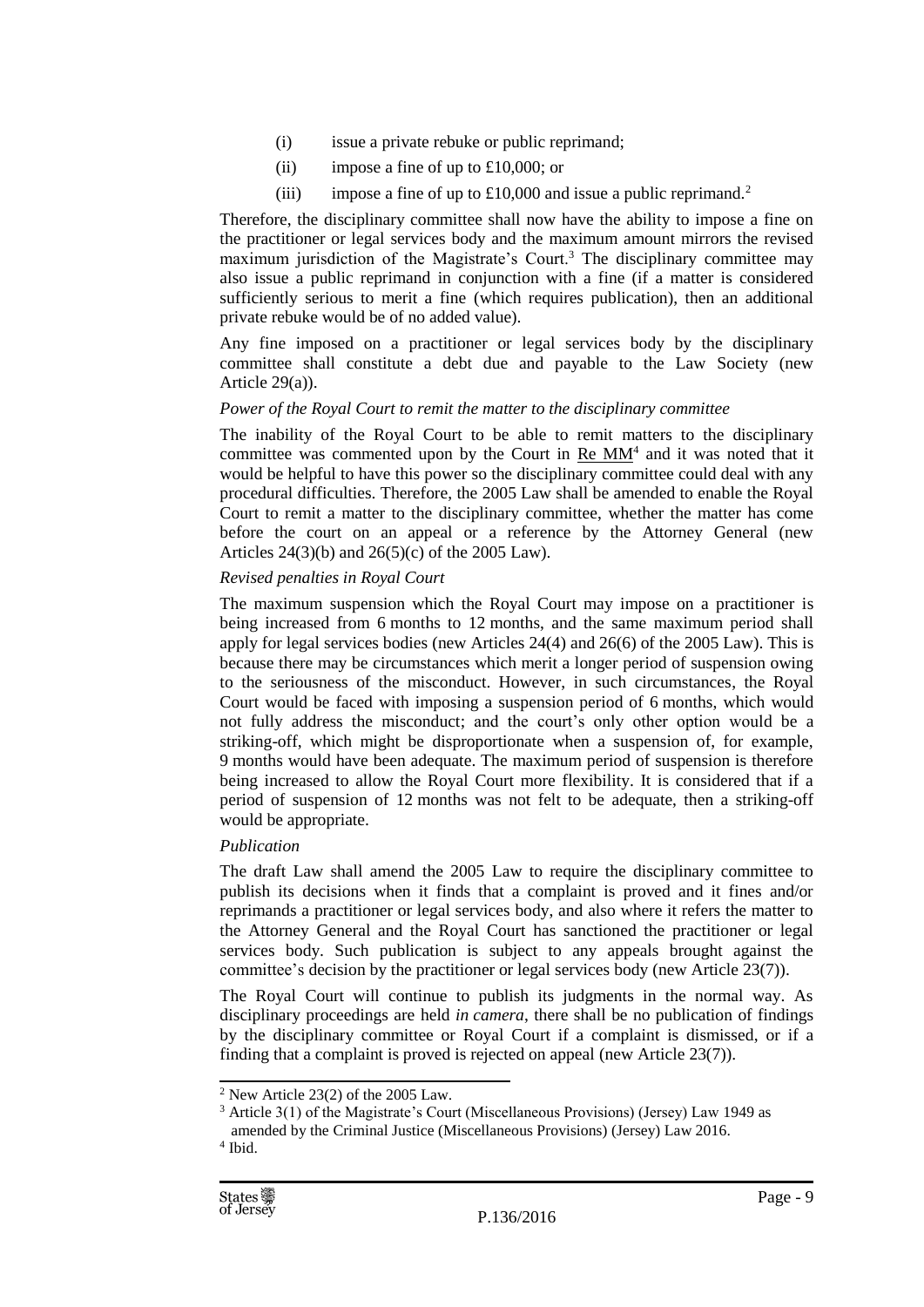(i) issue a private rebuke or public reprimand;

(ii) impose a fine of up to £10,000; or

(iii) impose a fine of up to £10,000 and issue a public reprimand.[2]

Therefore, the disciplinary committee shall now have the ability to impose a fine on the practitioner or legal services body and the maximum amount mirrors the revised maximum jurisdiction of the Magistrate's Court.[3] The disciplinary committee may also issue a public reprimand in conjunction with a fine (if a matter is considered sufficiently serious to merit a fine (which requires publication), then an additional private rebuke would be of no added value).

Any fine imposed on a practitioner or legal services body by the disciplinary committee shall constitute a debt due and payable to the Law Society (new Article 29(a)).

*Power of the Royal Court to remit the matter to the disciplinary committee*

The inability of the Royal Court to be able to remit matters to the disciplinary committee was commented upon by the Court in Re MM[4] and it was noted that it would be helpful to have this power so the disciplinary committee could deal with any procedural difficulties. Therefore, the 2005 Law shall be amended to enable the Royal Court to remit a matter to the disciplinary committee, whether the matter has come before the court on an appeal or a reference by the Attorney General (new Articles 24(3)(b) and 26(5)(c) of the 2005 Law).

*Revised penalties in Royal Court*

The maximum suspension which the Royal Court may impose on a practitioner is being increased from 6 months to 12 months, and the same maximum period shall apply for legal services bodies (new Articles 24(4) and 26(6) of the 2005 Law). This is because there may be circumstances which merit a longer period of suspension owing to the seriousness of the misconduct. However, in such circumstances, the Royal Court would be faced with imposing a suspension period of 6 months, which would not fully address the misconduct; and the court's only other option would be a striking-off, which might be disproportionate when a suspension of, for example, 9 months would have been adequate. The maximum period of suspension is therefore being increased to allow the Royal Court more flexibility. It is considered that if a period of suspension of 12 months was not felt to be adequate, then a striking-off would be appropriate.

*Publication*

The draft Law shall amend the 2005 Law to require the disciplinary committee to publish its decisions when it finds that a complaint is proved and it fines and/or reprimands a practitioner or legal services body, and also where it refers the matter to the Attorney General and the Royal Court has sanctioned the practitioner or legal services body. Such publication is subject to any appeals brought against the committee's decision by the practitioner or legal services body (new Article 23(7)).

The Royal Court will continue to publish its judgments in the normal way. As disciplinary proceedings are held *in camera*, there shall be no publication of findings by the disciplinary committee or Royal Court if a complaint is dismissed, or if a finding that a complaint is proved is rejected on appeal (new Article 23(7)).

---

[2] New Article 23(2) of the 2005 Law.

[3] Article 3(1) of the Magistrate's Court (Miscellaneous Provisions) (Jersey) Law 1949 as amended by the Criminal Justice (Miscellaneous Provisions) (Jersey) Law 2016.

[4] Ibid.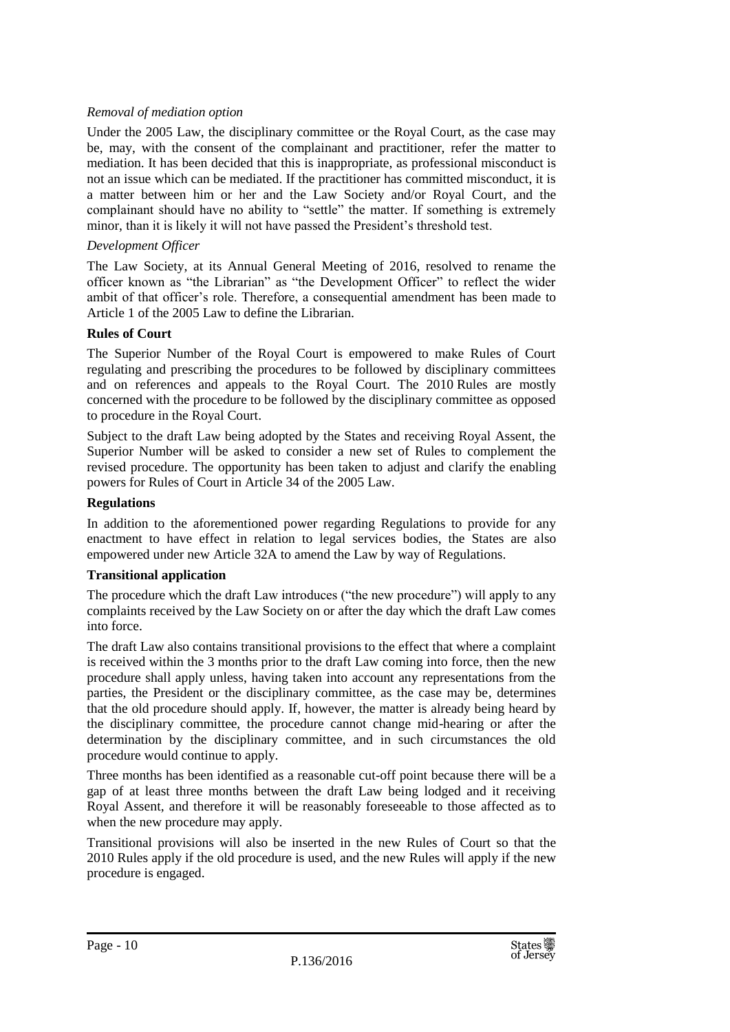*Removal of mediation option*

Under the 2005 Law, the disciplinary committee or the Royal Court, as the case may be, may, with the consent of the complainant and practitioner, refer the matter to mediation. It has been decided that this is inappropriate, as professional misconduct is not an issue which can be mediated. If the practitioner has committed misconduct, it is a matter between him or her and the Law Society and/or Royal Court, and the complainant should have no ability to "settle" the matter. If something is extremely minor, than it is likely it will not have passed the President's threshold test.

*Development Officer*

The Law Society, at its Annual General Meeting of 2016, resolved to rename the officer known as "the Librarian" as "the Development Officer" to reflect the wider ambit of that officer's role. Therefore, a consequential amendment has been made to Article 1 of the 2005 Law to define the Librarian.

**Rules of Court**

The Superior Number of the Royal Court is empowered to make Rules of Court regulating and prescribing the procedures to be followed by disciplinary committees and on references and appeals to the Royal Court. The 2010 Rules are mostly concerned with the procedure to be followed by the disciplinary committee as opposed to procedure in the Royal Court.

Subject to the draft Law being adopted by the States and receiving Royal Assent, the Superior Number will be asked to consider a new set of Rules to complement the revised procedure. The opportunity has been taken to adjust and clarify the enabling powers for Rules of Court in Article 34 of the 2005 Law.

**Regulations**

In addition to the aforementioned power regarding Regulations to provide for any enactment to have effect in relation to legal services bodies, the States are also empowered under new Article 32A to amend the Law by way of Regulations.

**Transitional application**

The procedure which the draft Law introduces ("the new procedure") will apply to any complaints received by the Law Society on or after the day which the draft Law comes into force.

The draft Law also contains transitional provisions to the effect that where a complaint is received within the 3 months prior to the draft Law coming into force, then the new procedure shall apply unless, having taken into account any representations from the parties, the President or the disciplinary committee, as the case may be, determines that the old procedure should apply. If, however, the matter is already being heard by the disciplinary committee, the procedure cannot change mid-hearing or after the determination by the disciplinary committee, and in such circumstances the old procedure would continue to apply.

Three months has been identified as a reasonable cut-off point because there will be a gap of at least three months between the draft Law being lodged and it receiving Royal Assent, and therefore it will be reasonably foreseeable to those affected as to when the new procedure may apply.

Transitional provisions will also be inserted in the new Rules of Court so that the 2010 Rules apply if the old procedure is used, and the new Rules will apply if the new procedure is engaged.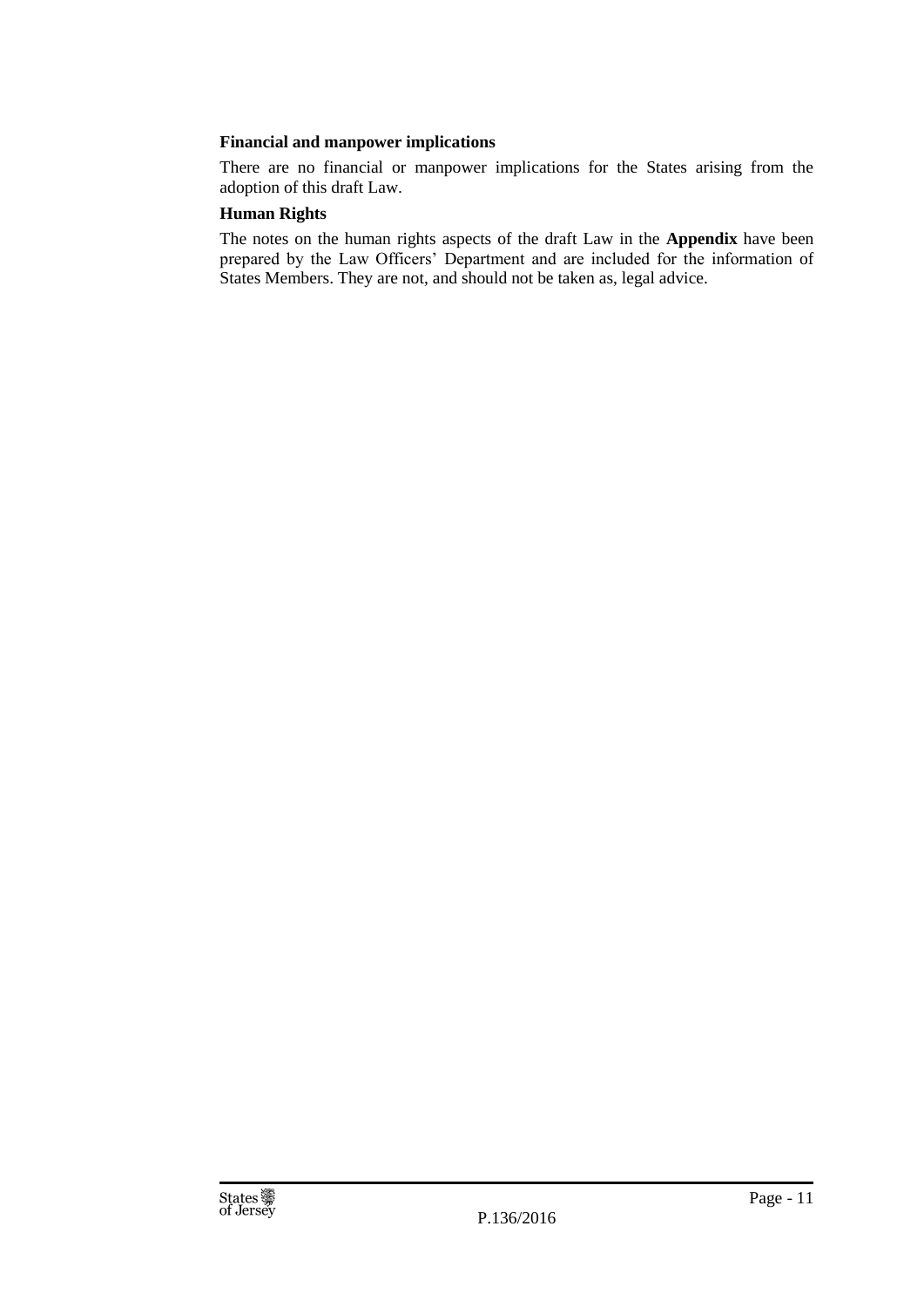**Financial and manpower implications**

There are no financial or manpower implications for the States arising from the adoption of this draft Law.

**Human Rights**

The notes on the human rights aspects of the draft Law in the **Appendix** have been prepared by the Law Officers' Department and are included for the information of States Members. They are not, and should not be taken as, legal advice.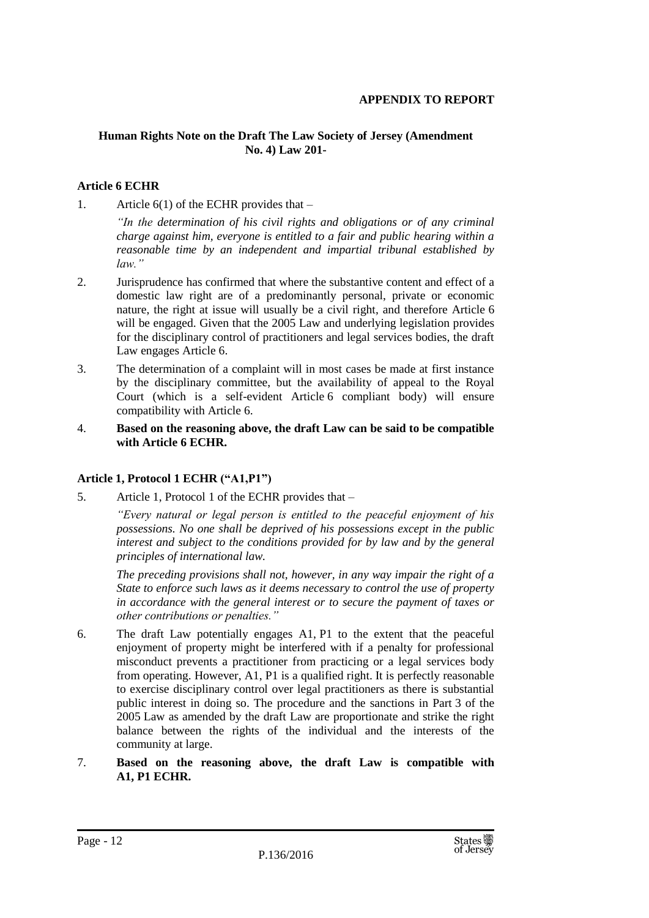**APPENDIX TO REPORT**

**Human Rights Note on the Draft The Law Society of Jersey (Amendment No. 4) Law 201-**

**Article 6 ECHR**

1. Article 6(1) of the ECHR provides that –

   *"In the determination of his civil rights and obligations or of any criminal charge against him, everyone is entitled to a fair and public hearing within a reasonable time by an independent and impartial tribunal established by law."*

2. Jurisprudence has confirmed that where the substantive content and effect of a domestic law right are of a predominantly personal, private or economic nature, the right at issue will usually be a civil right, and therefore Article 6 will be engaged. Given that the 2005 Law and underlying legislation provides for the disciplinary control of practitioners and legal services bodies, the draft Law engages Article 6.

3. The determination of a complaint will in most cases be made at first instance by the disciplinary committee, but the availability of appeal to the Royal Court (which is a self-evident Article 6 compliant body) will ensure compatibility with Article 6.

4. **Based on the reasoning above, the draft Law can be said to be compatible with Article 6 ECHR.**

**Article 1, Protocol 1 ECHR ("A1,P1")**

5. Article 1, Protocol 1 of the ECHR provides that –

   *"Every natural or legal person is entitled to the peaceful enjoyment of his possessions. No one shall be deprived of his possessions except in the public interest and subject to the conditions provided for by law and by the general principles of international law.*

   *The preceding provisions shall not, however, in any way impair the right of a State to enforce such laws as it deems necessary to control the use of property in accordance with the general interest or to secure the payment of taxes or other contributions or penalties."*

6. The draft Law potentially engages A1, P1 to the extent that the peaceful enjoyment of property might be interfered with if a penalty for professional misconduct prevents a practitioner from practicing or a legal services body from operating. However, A1, P1 is a qualified right. It is perfectly reasonable to exercise disciplinary control over legal practitioners as there is substantial public interest in doing so. The procedure and the sanctions in Part 3 of the 2005 Law as amended by the draft Law are proportionate and strike the right balance between the rights of the individual and the interests of the community at large.

7. **Based on the reasoning above, the draft Law is compatible with A1, P1 ECHR.**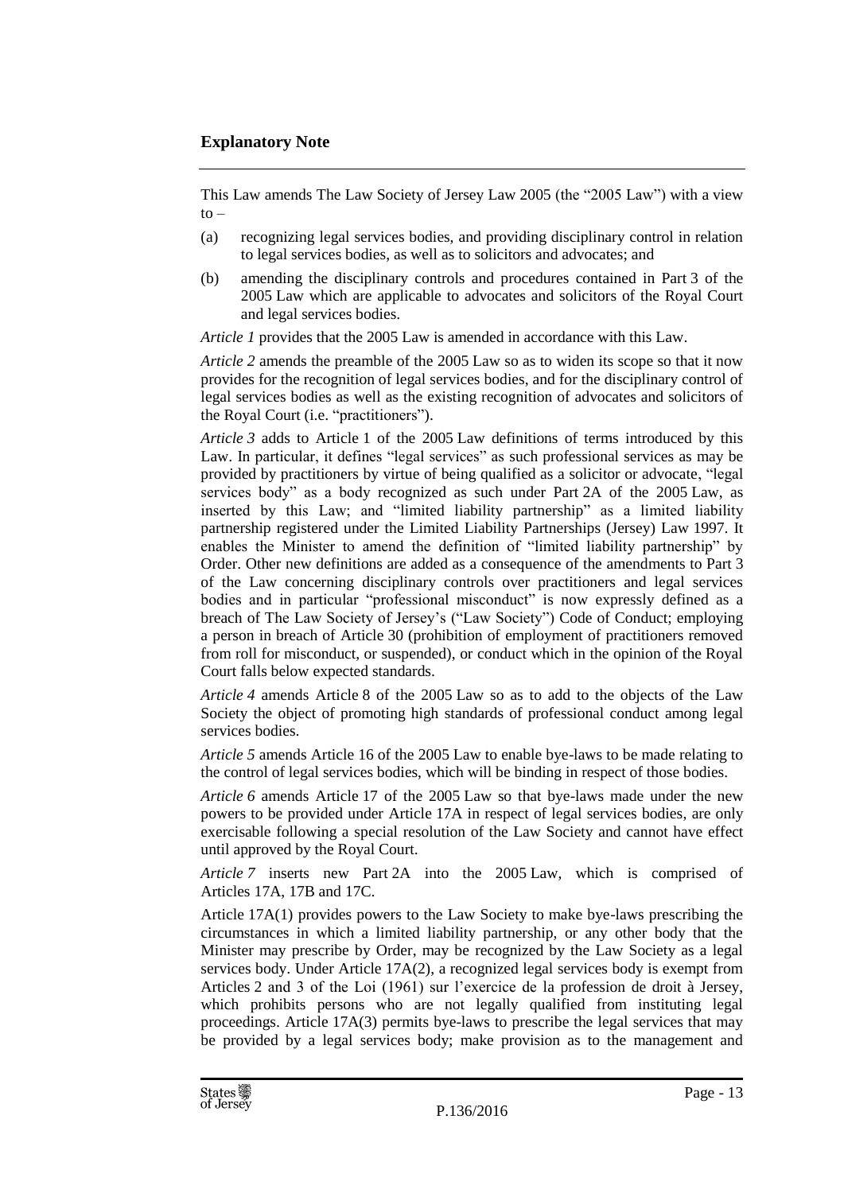## Explanatory Note

This Law amends The Law Society of Jersey Law 2005 (the "2005 Law") with a view to –

(a) recognizing legal services bodies, and providing disciplinary control in relation to legal services bodies, as well as to solicitors and advocates; and

(b) amending the disciplinary controls and procedures contained in Part 3 of the 2005 Law which are applicable to advocates and solicitors of the Royal Court and legal services bodies.

*Article 1* provides that the 2005 Law is amended in accordance with this Law.

*Article 2* amends the preamble of the 2005 Law so as to widen its scope so that it now provides for the recognition of legal services bodies, and for the disciplinary control of legal services bodies as well as the existing recognition of advocates and solicitors of the Royal Court (i.e. "practitioners").

*Article 3* adds to Article 1 of the 2005 Law definitions of terms introduced by this Law. In particular, it defines "legal services" as such professional services as may be provided by practitioners by virtue of being qualified as a solicitor or advocate, "legal services body" as a body recognized as such under Part 2A of the 2005 Law, as inserted by this Law; and "limited liability partnership" as a limited liability partnership registered under the Limited Liability Partnerships (Jersey) Law 1997. It enables the Minister to amend the definition of "limited liability partnership" by Order. Other new definitions are added as a consequence of the amendments to Part 3 of the Law concerning disciplinary controls over practitioners and legal services bodies and in particular "professional misconduct" is now expressly defined as a breach of The Law Society of Jersey's ("Law Society") Code of Conduct; employing a person in breach of Article 30 (prohibition of employment of practitioners removed from roll for misconduct, or suspended), or conduct which in the opinion of the Royal Court falls below expected standards.

*Article 4* amends Article 8 of the 2005 Law so as to add to the objects of the Law Society the object of promoting high standards of professional conduct among legal services bodies.

*Article 5* amends Article 16 of the 2005 Law to enable bye-laws to be made relating to the control of legal services bodies, which will be binding in respect of those bodies.

*Article 6* amends Article 17 of the 2005 Law so that bye-laws made under the new powers to be provided under Article 17A in respect of legal services bodies, are only exercisable following a special resolution of the Law Society and cannot have effect until approved by the Royal Court.

*Article 7* inserts new Part 2A into the 2005 Law, which is comprised of Articles 17A, 17B and 17C.

Article 17A(1) provides powers to the Law Society to make bye-laws prescribing the circumstances in which a limited liability partnership, or any other body that the Minister may prescribe by Order, may be recognized by the Law Society as a legal services body. Under Article 17A(2), a recognized legal services body is exempt from Articles 2 and 3 of the Loi (1961) sur l'exercice de la profession de droit à Jersey, which prohibits persons who are not legally qualified from instituting legal proceedings. Article 17A(3) permits bye-laws to prescribe the legal services that may be provided by a legal services body; make provision as to the management and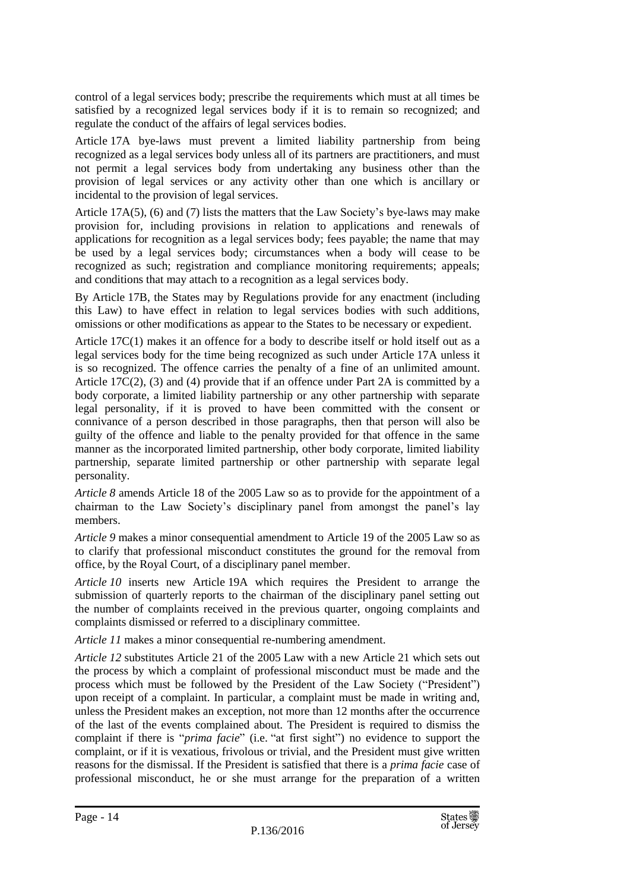control of a legal services body; prescribe the requirements which must at all times be satisfied by a recognized legal services body if it is to remain so recognized; and regulate the conduct of the affairs of legal services bodies.

Article 17A bye-laws must prevent a limited liability partnership from being recognized as a legal services body unless all of its partners are practitioners, and must not permit a legal services body from undertaking any business other than the provision of legal services or any activity other than one which is ancillary or incidental to the provision of legal services.

Article 17A(5), (6) and (7) lists the matters that the Law Society's bye-laws may make provision for, including provisions in relation to applications and renewals of applications for recognition as a legal services body; fees payable; the name that may be used by a legal services body; circumstances when a body will cease to be recognized as such; registration and compliance monitoring requirements; appeals; and conditions that may attach to a recognition as a legal services body.

By Article 17B, the States may by Regulations provide for any enactment (including this Law) to have effect in relation to legal services bodies with such additions, omissions or other modifications as appear to the States to be necessary or expedient.

Article 17C(1) makes it an offence for a body to describe itself or hold itself out as a legal services body for the time being recognized as such under Article 17A unless it is so recognized. The offence carries the penalty of a fine of an unlimited amount. Article 17C(2), (3) and (4) provide that if an offence under Part 2A is committed by a body corporate, a limited liability partnership or any other partnership with separate legal personality, if it is proved to have been committed with the consent or connivance of a person described in those paragraphs, then that person will also be guilty of the offence and liable to the penalty provided for that offence in the same manner as the incorporated limited partnership, other body corporate, limited liability partnership, separate limited partnership or other partnership with separate legal personality.

*Article 8* amends Article 18 of the 2005 Law so as to provide for the appointment of a chairman to the Law Society's disciplinary panel from amongst the panel's lay members.

*Article 9* makes a minor consequential amendment to Article 19 of the 2005 Law so as to clarify that professional misconduct constitutes the ground for the removal from office, by the Royal Court, of a disciplinary panel member.

*Article 10* inserts new Article 19A which requires the President to arrange the submission of quarterly reports to the chairman of the disciplinary panel setting out the number of complaints received in the previous quarter, ongoing complaints and complaints dismissed or referred to a disciplinary committee.

*Article 11* makes a minor consequential re-numbering amendment.

*Article 12* substitutes Article 21 of the 2005 Law with a new Article 21 which sets out the process by which a complaint of professional misconduct must be made and the process which must be followed by the President of the Law Society ("President") upon receipt of a complaint. In particular, a complaint must be made in writing and, unless the President makes an exception, not more than 12 months after the occurrence of the last of the events complained about. The President is required to dismiss the complaint if there is "*prima facie*" (i.e. "at first sight") no evidence to support the complaint, or if it is vexatious, frivolous or trivial, and the President must give written reasons for the dismissal. If the President is satisfied that there is a *prima facie* case of professional misconduct, he or she must arrange for the preparation of a written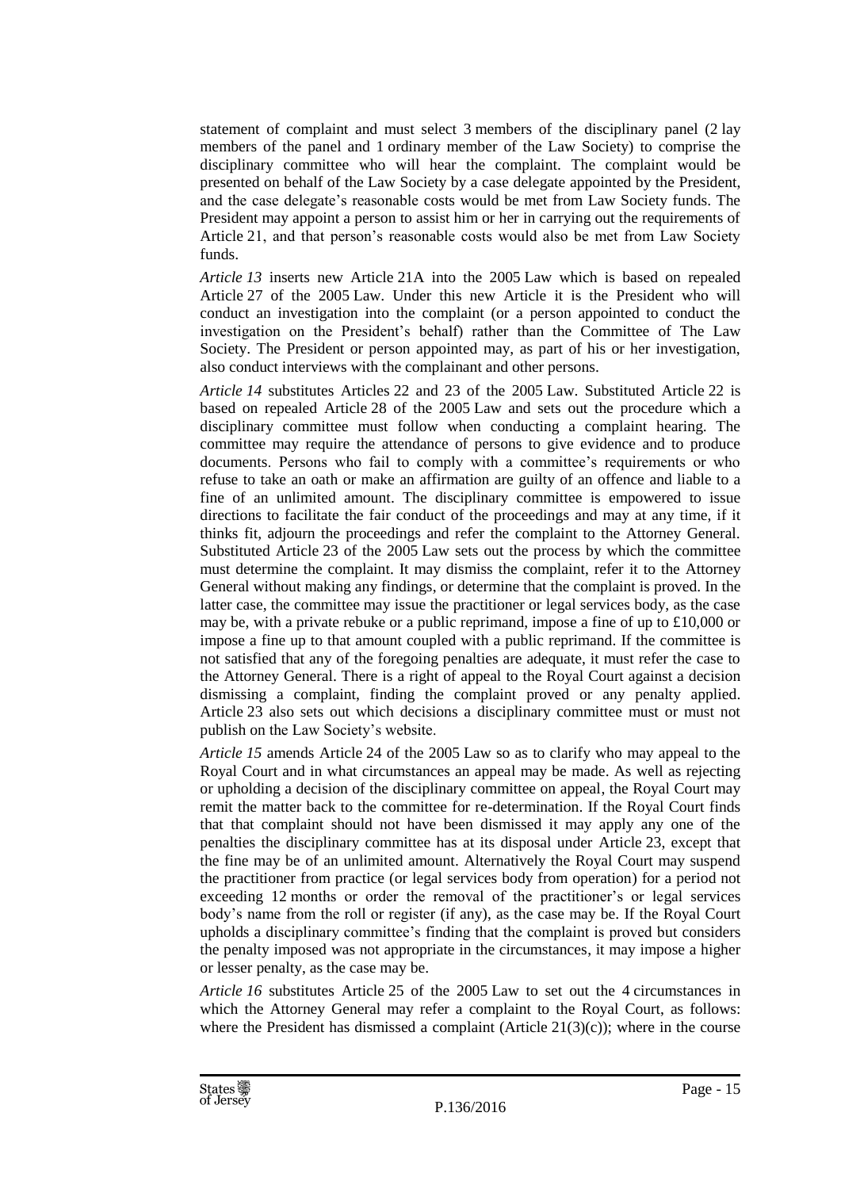statement of complaint and must select 3 members of the disciplinary panel (2 lay members of the panel and 1 ordinary member of the Law Society) to comprise the disciplinary committee who will hear the complaint. The complaint would be presented on behalf of the Law Society by a case delegate appointed by the President, and the case delegate's reasonable costs would be met from Law Society funds. The President may appoint a person to assist him or her in carrying out the requirements of Article 21, and that person's reasonable costs would also be met from Law Society funds.

*Article 13* inserts new Article 21A into the 2005 Law which is based on repealed Article 27 of the 2005 Law. Under this new Article it is the President who will conduct an investigation into the complaint (or a person appointed to conduct the investigation on the President's behalf) rather than the Committee of The Law Society. The President or person appointed may, as part of his or her investigation, also conduct interviews with the complainant and other persons.

*Article 14* substitutes Articles 22 and 23 of the 2005 Law. Substituted Article 22 is based on repealed Article 28 of the 2005 Law and sets out the procedure which a disciplinary committee must follow when conducting a complaint hearing. The committee may require the attendance of persons to give evidence and to produce documents. Persons who fail to comply with a committee's requirements or who refuse to take an oath or make an affirmation are guilty of an offence and liable to a fine of an unlimited amount. The disciplinary committee is empowered to issue directions to facilitate the fair conduct of the proceedings and may at any time, if it thinks fit, adjourn the proceedings and refer the complaint to the Attorney General. Substituted Article 23 of the 2005 Law sets out the process by which the committee must determine the complaint. It may dismiss the complaint, refer it to the Attorney General without making any findings, or determine that the complaint is proved. In the latter case, the committee may issue the practitioner or legal services body, as the case may be, with a private rebuke or a public reprimand, impose a fine of up to £10,000 or impose a fine up to that amount coupled with a public reprimand. If the committee is not satisfied that any of the foregoing penalties are adequate, it must refer the case to the Attorney General. There is a right of appeal to the Royal Court against a decision dismissing a complaint, finding the complaint proved or any penalty applied. Article 23 also sets out which decisions a disciplinary committee must or must not publish on the Law Society's website.

*Article 15* amends Article 24 of the 2005 Law so as to clarify who may appeal to the Royal Court and in what circumstances an appeal may be made. As well as rejecting or upholding a decision of the disciplinary committee on appeal, the Royal Court may remit the matter back to the committee for re-determination. If the Royal Court finds that that complaint should not have been dismissed it may apply any one of the penalties the disciplinary committee has at its disposal under Article 23, except that the fine may be of an unlimited amount. Alternatively the Royal Court may suspend the practitioner from practice (or legal services body from operation) for a period not exceeding 12 months or order the removal of the practitioner's or legal services body's name from the roll or register (if any), as the case may be. If the Royal Court upholds a disciplinary committee's finding that the complaint is proved but considers the penalty imposed was not appropriate in the circumstances, it may impose a higher or lesser penalty, as the case may be.

*Article 16* substitutes Article 25 of the 2005 Law to set out the 4 circumstances in which the Attorney General may refer a complaint to the Royal Court, as follows: where the President has dismissed a complaint (Article 21(3)(c)); where in the course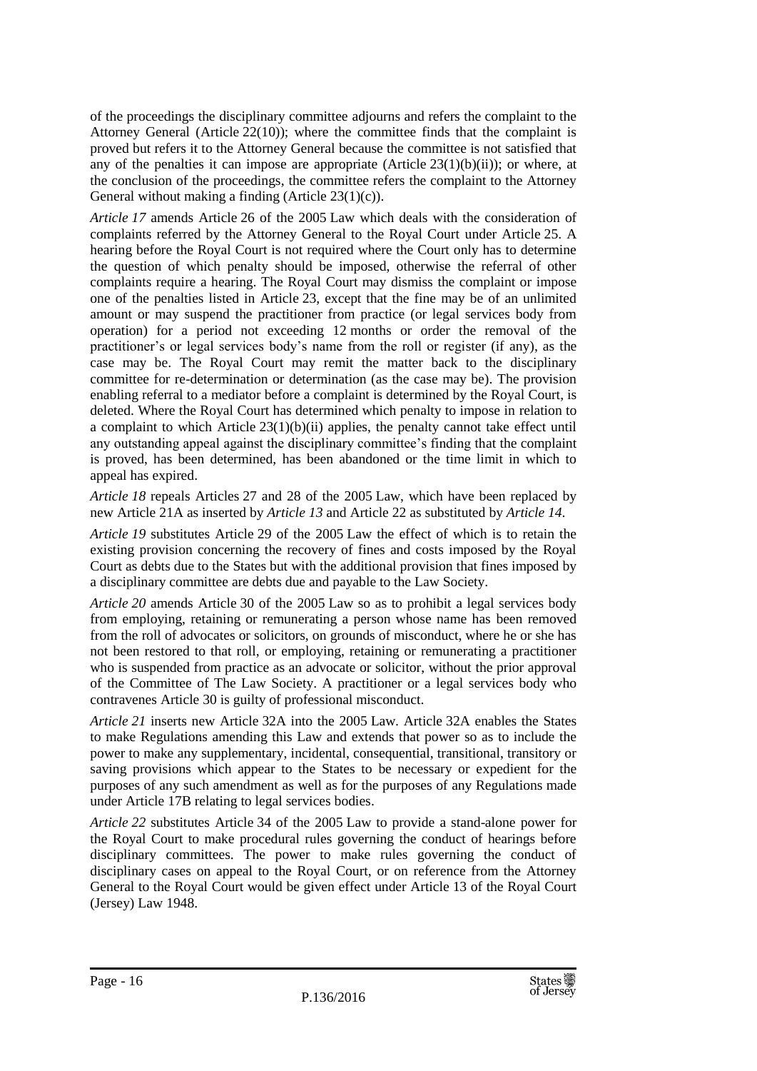of the proceedings the disciplinary committee adjourns and refers the complaint to the Attorney General (Article 22(10)); where the committee finds that the complaint is proved but refers it to the Attorney General because the committee is not satisfied that any of the penalties it can impose are appropriate (Article 23(1)(b)(ii)); or where, at the conclusion of the proceedings, the committee refers the complaint to the Attorney General without making a finding (Article 23(1)(c)).

*Article 17* amends Article 26 of the 2005 Law which deals with the consideration of complaints referred by the Attorney General to the Royal Court under Article 25. A hearing before the Royal Court is not required where the Court only has to determine the question of which penalty should be imposed, otherwise the referral of other complaints require a hearing. The Royal Court may dismiss the complaint or impose one of the penalties listed in Article 23, except that the fine may be of an unlimited amount or may suspend the practitioner from practice (or legal services body from operation) for a period not exceeding 12 months or order the removal of the practitioner's or legal services body's name from the roll or register (if any), as the case may be. The Royal Court may remit the matter back to the disciplinary committee for re-determination or determination (as the case may be). The provision enabling referral to a mediator before a complaint is determined by the Royal Court, is deleted. Where the Royal Court has determined which penalty to impose in relation to a complaint to which Article 23(1)(b)(ii) applies, the penalty cannot take effect until any outstanding appeal against the disciplinary committee's finding that the complaint is proved, has been determined, has been abandoned or the time limit in which to appeal has expired.

*Article 18* repeals Articles 27 and 28 of the 2005 Law, which have been replaced by new Article 21A as inserted by *Article 13* and Article 22 as substituted by *Article 14*.

*Article 19* substitutes Article 29 of the 2005 Law the effect of which is to retain the existing provision concerning the recovery of fines and costs imposed by the Royal Court as debts due to the States but with the additional provision that fines imposed by a disciplinary committee are debts due and payable to the Law Society.

*Article 20* amends Article 30 of the 2005 Law so as to prohibit a legal services body from employing, retaining or remunerating a person whose name has been removed from the roll of advocates or solicitors, on grounds of misconduct, where he or she has not been restored to that roll, or employing, retaining or remunerating a practitioner who is suspended from practice as an advocate or solicitor, without the prior approval of the Committee of The Law Society. A practitioner or a legal services body who contravenes Article 30 is guilty of professional misconduct.

*Article 21* inserts new Article 32A into the 2005 Law. Article 32A enables the States to make Regulations amending this Law and extends that power so as to include the power to make any supplementary, incidental, consequential, transitional, transitory or saving provisions which appear to the States to be necessary or expedient for the purposes of any such amendment as well as for the purposes of any Regulations made under Article 17B relating to legal services bodies.

*Article 22* substitutes Article 34 of the 2005 Law to provide a stand-alone power for the Royal Court to make procedural rules governing the conduct of hearings before disciplinary committees. The power to make rules governing the conduct of disciplinary cases on appeal to the Royal Court, or on reference from the Attorney General to the Royal Court would be given effect under Article 13 of the Royal Court (Jersey) Law 1948.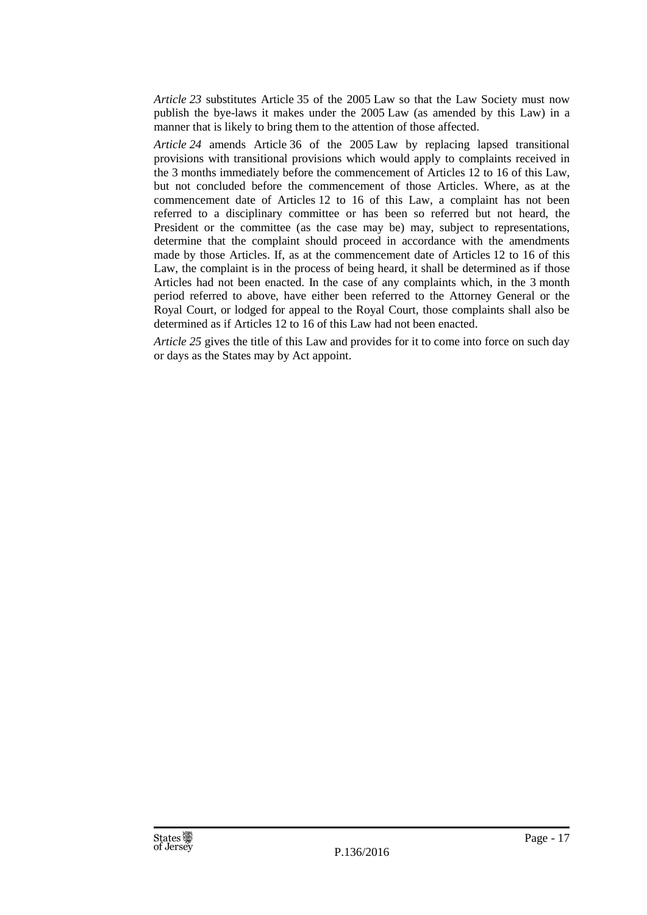*Article 23* substitutes Article 35 of the 2005 Law so that the Law Society must now publish the bye-laws it makes under the 2005 Law (as amended by this Law) in a manner that is likely to bring them to the attention of those affected.

*Article 24* amends Article 36 of the 2005 Law by replacing lapsed transitional provisions with transitional provisions which would apply to complaints received in the 3 months immediately before the commencement of Articles 12 to 16 of this Law, but not concluded before the commencement of those Articles. Where, as at the commencement date of Articles 12 to 16 of this Law, a complaint has not been referred to a disciplinary committee or has been so referred but not heard, the President or the committee (as the case may be) may, subject to representations, determine that the complaint should proceed in accordance with the amendments made by those Articles. If, as at the commencement date of Articles 12 to 16 of this Law, the complaint is in the process of being heard, it shall be determined as if those Articles had not been enacted. In the case of any complaints which, in the 3 month period referred to above, have either been referred to the Attorney General or the Royal Court, or lodged for appeal to the Royal Court, those complaints shall also be determined as if Articles 12 to 16 of this Law had not been enacted.

*Article 25* gives the title of this Law and provides for it to come into force on such day or days as the States may by Act appoint.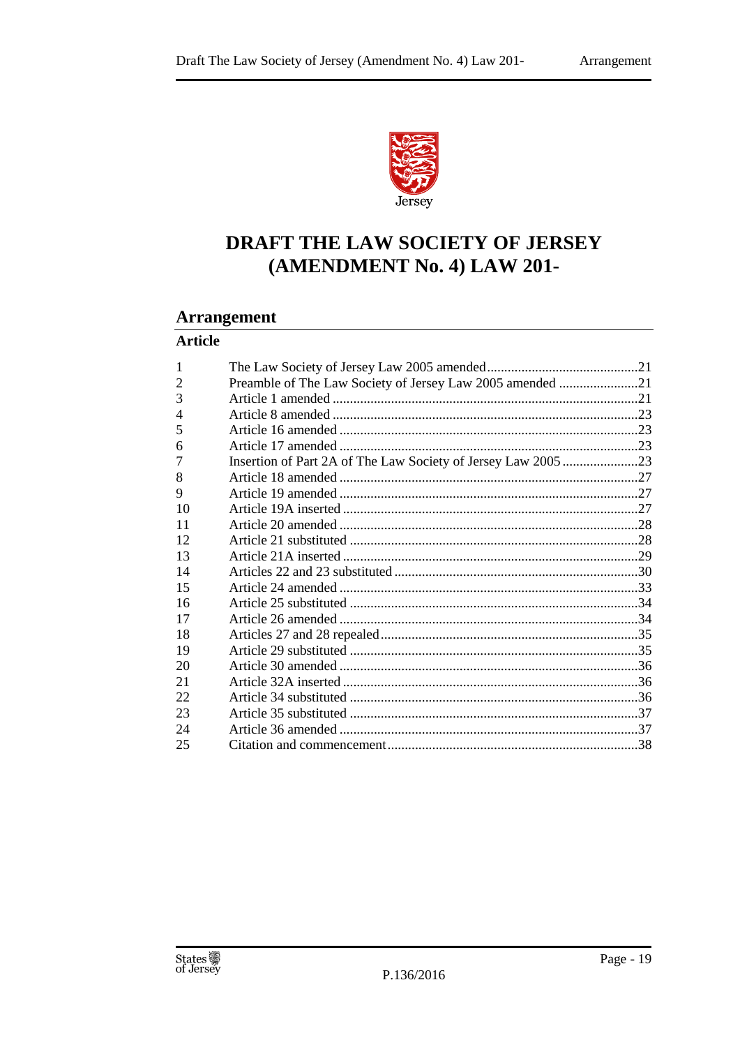# DRAFT THE LAW SOCIETY OF JERSEY (AMENDMENT No. 4) LAW 201-

## Arrangement

### Article

| | | |
|---|---|---|
| 1 | The Law Society of Jersey Law 2005 amended | 21 |
| 2 | Preamble of The Law Society of Jersey Law 2005 amended | 21 |
| 3 | Article 1 amended | 21 |
| 4 | Article 8 amended | 23 |
| 5 | Article 16 amended | 23 |
| 6 | Article 17 amended | 23 |
| 7 | Insertion of Part 2A of The Law Society of Jersey Law 2005 | 23 |
| 8 | Article 18 amended | 27 |
| 9 | Article 19 amended | 27 |
| 10 | Article 19A inserted | 27 |
| 11 | Article 20 amended | 28 |
| 12 | Article 21 substituted | 28 |
| 13 | Article 21A inserted | 29 |
| 14 | Articles 22 and 23 substituted | 30 |
| 15 | Article 24 amended | 33 |
| 16 | Article 25 substituted | 34 |
| 17 | Article 26 amended | 34 |
| 18 | Articles 27 and 28 repealed | 35 |
| 19 | Article 29 substituted | 35 |
| 20 | Article 30 amended | 36 |
| 21 | Article 32A inserted | 36 |
| 22 | Article 34 substituted | 36 |
| 23 | Article 35 substituted | 37 |
| 24 | Article 36 amended | 37 |
| 25 | Citation and commencement | 38 |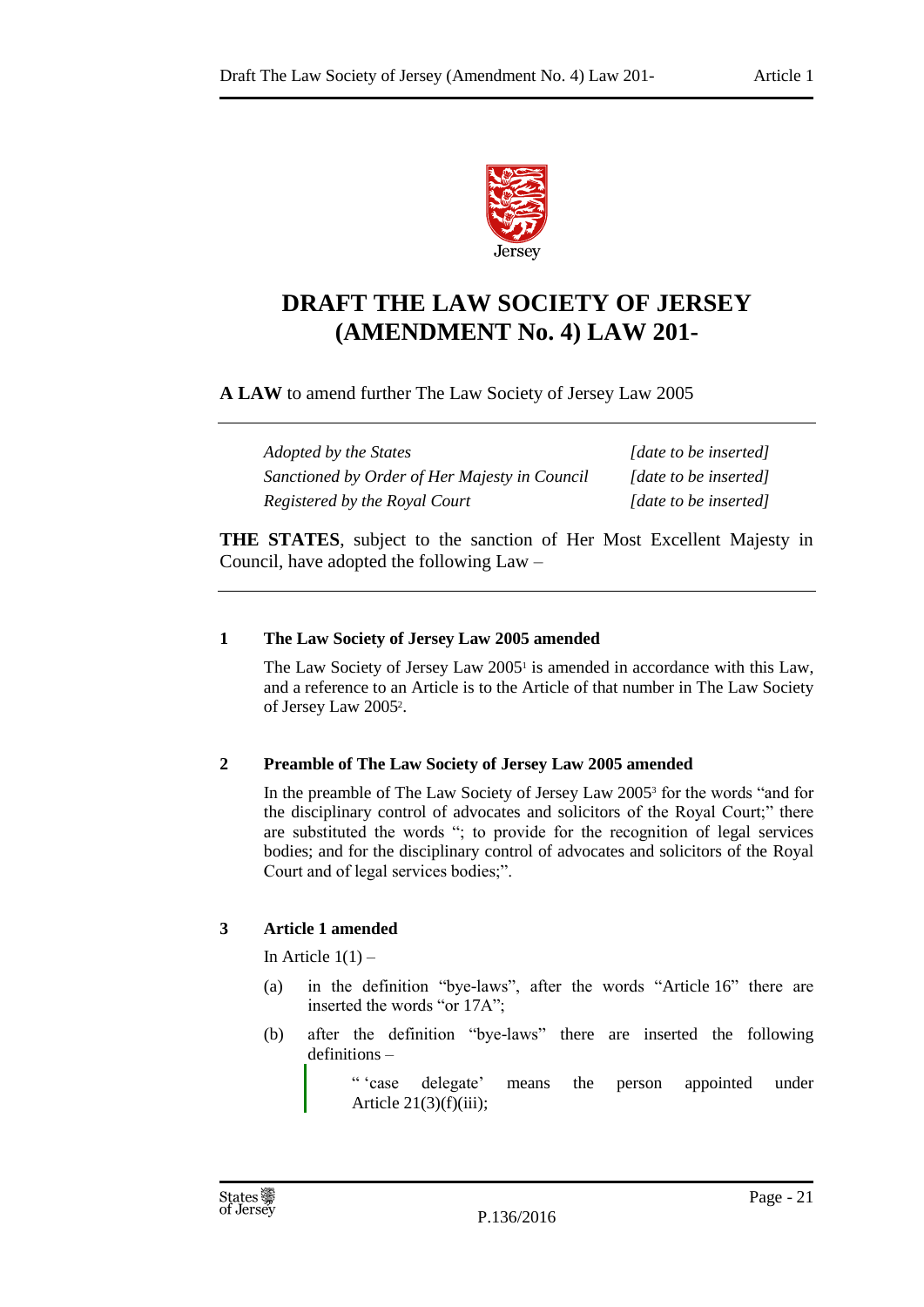# DRAFT THE LAW SOCIETY OF JERSEY (AMENDMENT No. 4) LAW 201-

**A LAW** to amend further The Law Society of Jersey Law 2005

| | |
|---|---|
| *Adopted by the States* | *[date to be inserted]* |
| *Sanctioned by Order of Her Majesty in Council* | *[date to be inserted]* |
| *Registered by the Royal Court* | *[date to be inserted]* |

**THE STATES**, subject to the sanction of Her Most Excellent Majesty in Council, have adopted the following Law –

### 1 The Law Society of Jersey Law 2005 amended

The Law Society of Jersey Law 2005[1] is amended in accordance with this Law, and a reference to an Article is to the Article of that number in The Law Society of Jersey Law 2005[2].

### 2 Preamble of The Law Society of Jersey Law 2005 amended

In the preamble of The Law Society of Jersey Law 2005[3] for the words "and for the disciplinary control of advocates and solicitors of the Royal Court;" there are substituted the words "; to provide for the recognition of legal services bodies; and for the disciplinary control of advocates and solicitors of the Royal Court and of legal services bodies;".

### 3 Article 1 amended

In Article 1(1) –

(a) in the definition "bye-laws", after the words "Article 16" there are inserted the words "or 17A";

(b) after the definition "bye-laws" there are inserted the following definitions –

> " 'case delegate' means the person appointed under Article 21(3)(f)(iii);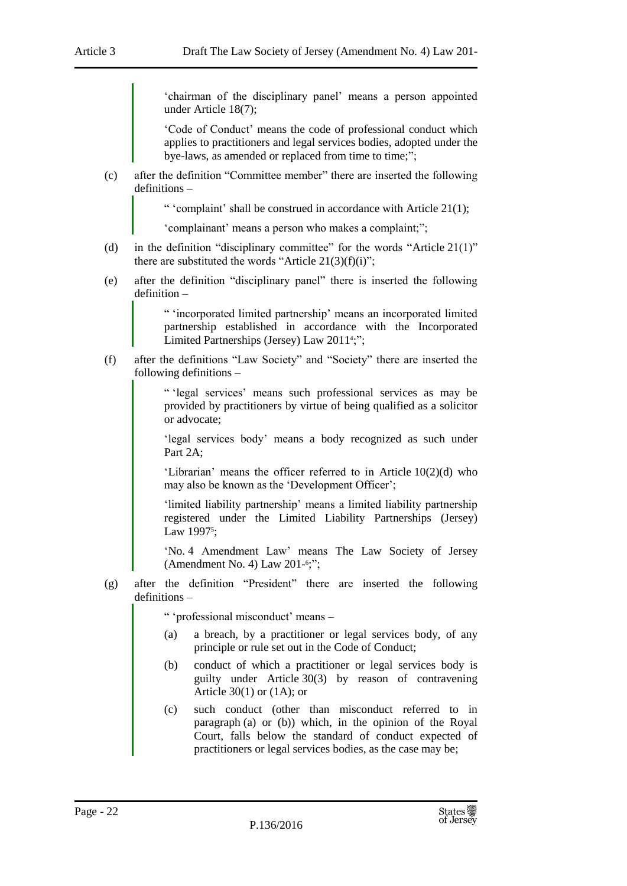'chairman of the disciplinary panel' means a person appointed under Article 18(7);

'Code of Conduct' means the code of professional conduct which applies to practitioners and legal services bodies, adopted under the bye-laws, as amended or replaced from time to time;";

(c) after the definition "Committee member" there are inserted the following definitions –

" 'complaint' shall be construed in accordance with Article 21(1);

'complainant' means a person who makes a complaint;";

(d) in the definition "disciplinary committee" for the words "Article 21(1)" there are substituted the words "Article 21(3)(f)(i)";

(e) after the definition "disciplinary panel" there is inserted the following definition –

" 'incorporated limited partnership' means an incorporated limited partnership established in accordance with the Incorporated Limited Partnerships (Jersey) Law 2011[4];";

(f) after the definitions "Law Society" and "Society" there are inserted the following definitions –

" 'legal services' means such professional services as may be provided by practitioners by virtue of being qualified as a solicitor or advocate;

'legal services body' means a body recognized as such under Part 2A;

'Librarian' means the officer referred to in Article 10(2)(d) who may also be known as the 'Development Officer';

'limited liability partnership' means a limited liability partnership registered under the Limited Liability Partnerships (Jersey) Law 1997[5];

'No. 4 Amendment Law' means The Law Society of Jersey (Amendment No. 4) Law 201-[6];";

(g) after the definition "President" there are inserted the following definitions –

" 'professional misconduct' means –

(a) a breach, by a practitioner or legal services body, of any principle or rule set out in the Code of Conduct;

(b) conduct of which a practitioner or legal services body is guilty under Article 30(3) by reason of contravening Article 30(1) or (1A); or

(c) such conduct (other than misconduct referred to in paragraph (a) or (b)) which, in the opinion of the Royal Court, falls below the standard of conduct expected of practitioners or legal services bodies, as the case may be;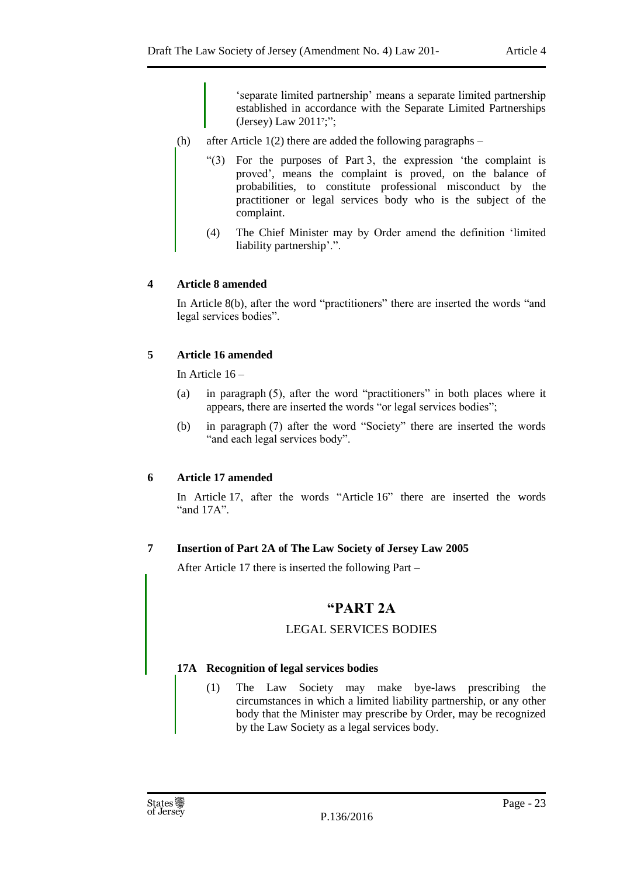'separate limited partnership' means a separate limited partnership established in accordance with the Separate Limited Partnerships (Jersey) Law 2011[7];";

(h) after Article 1(2) there are added the following paragraphs –

"(3) For the purposes of Part 3, the expression 'the complaint is proved', means the complaint is proved, on the balance of probabilities, to constitute professional misconduct by the practitioner or legal services body who is the subject of the complaint.

(4) The Chief Minister may by Order amend the definition 'limited liability partnership'.".

**4 Article 8 amended**

In Article 8(b), after the word "practitioners" there are inserted the words "and legal services bodies".

**5 Article 16 amended**

In Article 16 –

(a) in paragraph (5), after the word "practitioners" in both places where it appears, there are inserted the words "or legal services bodies";

(b) in paragraph (7) after the word "Society" there are inserted the words "and each legal services body".

**6 Article 17 amended**

In Article 17, after the words "Article 16" there are inserted the words "and 17A".

**7 Insertion of Part 2A of The Law Society of Jersey Law 2005**

After Article 17 there is inserted the following Part –

## "PART 2A

### LEGAL SERVICES BODIES

**17A Recognition of legal services bodies**

(1) The Law Society may make bye-laws prescribing the circumstances in which a limited liability partnership, or any other body that the Minister may prescribe by Order, may be recognized by the Law Society as a legal services body.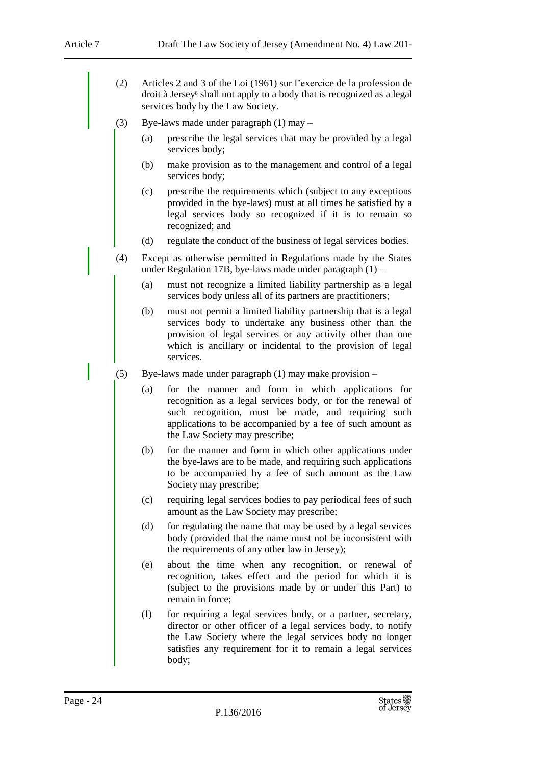(2) Articles 2 and 3 of the Loi (1961) sur l'exercice de la profession de droit à Jersey[8] shall not apply to a body that is recognized as a legal services body by the Law Society.

(3) Bye-laws made under paragraph (1) may –

(a) prescribe the legal services that may be provided by a legal services body;

(b) make provision as to the management and control of a legal services body;

(c) prescribe the requirements which (subject to any exceptions provided in the bye-laws) must at all times be satisfied by a legal services body so recognized if it is to remain so recognized; and

(d) regulate the conduct of the business of legal services bodies.

(4) Except as otherwise permitted in Regulations made by the States under Regulation 17B, bye-laws made under paragraph (1) –

(a) must not recognize a limited liability partnership as a legal services body unless all of its partners are practitioners;

(b) must not permit a limited liability partnership that is a legal services body to undertake any business other than the provision of legal services or any activity other than one which is ancillary or incidental to the provision of legal services.

(5) Bye-laws made under paragraph (1) may make provision –

(a) for the manner and form in which applications for recognition as a legal services body, or for the renewal of such recognition, must be made, and requiring such applications to be accompanied by a fee of such amount as the Law Society may prescribe;

(b) for the manner and form in which other applications under the bye-laws are to be made, and requiring such applications to be accompanied by a fee of such amount as the Law Society may prescribe;

(c) requiring legal services bodies to pay periodical fees of such amount as the Law Society may prescribe;

(d) for regulating the name that may be used by a legal services body (provided that the name must not be inconsistent with the requirements of any other law in Jersey);

(e) about the time when any recognition, or renewal of recognition, takes effect and the period for which it is (subject to the provisions made by or under this Part) to remain in force;

(f) for requiring a legal services body, or a partner, secretary, director or other officer of a legal services body, to notify the Law Society where the legal services body no longer satisfies any requirement for it to remain a legal services body;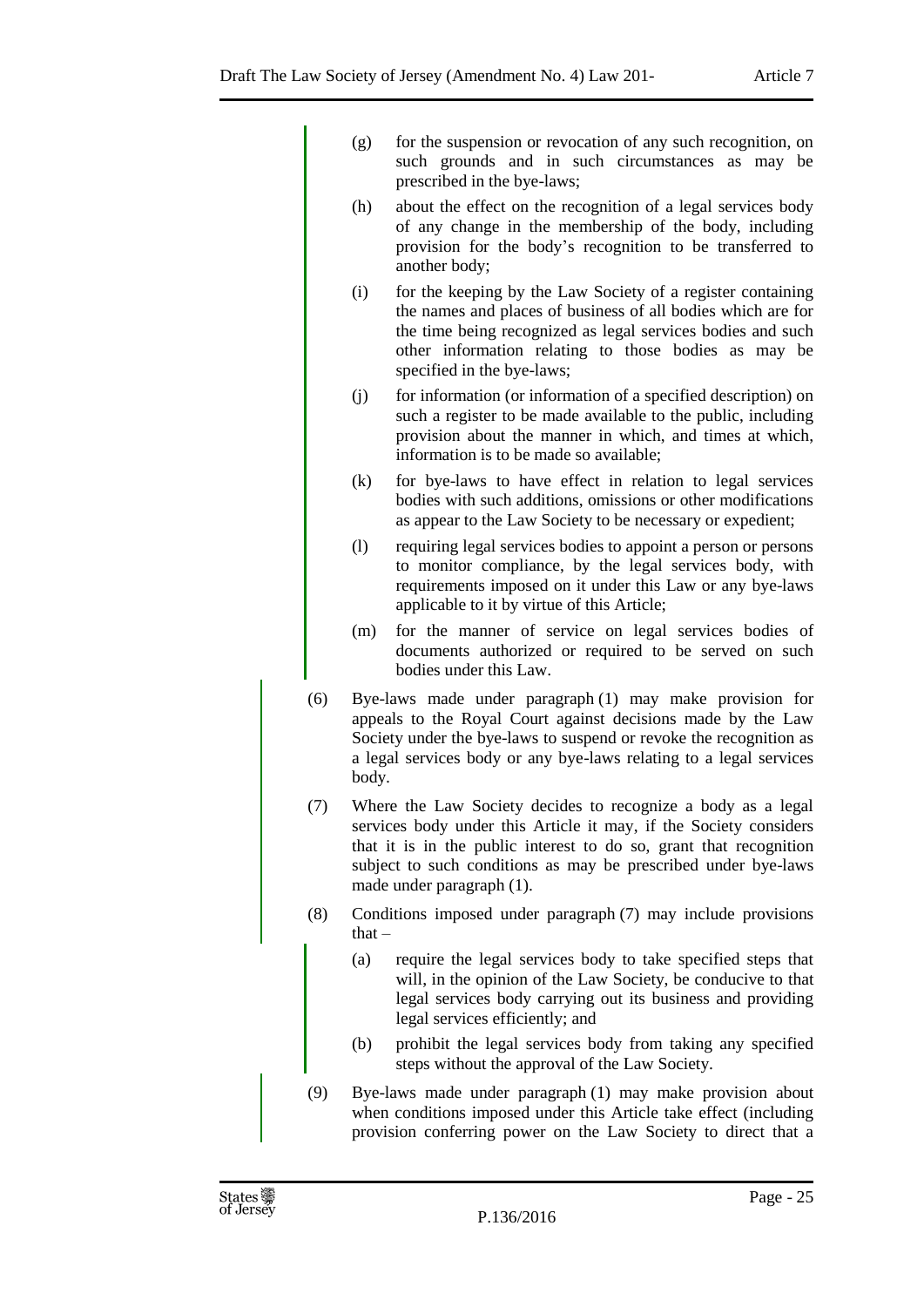(g) for the suspension or revocation of any such recognition, on such grounds and in such circumstances as may be prescribed in the bye-laws;

(h) about the effect on the recognition of a legal services body of any change in the membership of the body, including provision for the body's recognition to be transferred to another body;

(i) for the keeping by the Law Society of a register containing the names and places of business of all bodies which are for the time being recognized as legal services bodies and such other information relating to those bodies as may be specified in the bye-laws;

(j) for information (or information of a specified description) on such a register to be made available to the public, including provision about the manner in which, and times at which, information is to be made so available;

(k) for bye-laws to have effect in relation to legal services bodies with such additions, omissions or other modifications as appear to the Law Society to be necessary or expedient;

(l) requiring legal services bodies to appoint a person or persons to monitor compliance, by the legal services body, with requirements imposed on it under this Law or any bye-laws applicable to it by virtue of this Article;

(m) for the manner of service on legal services bodies of documents authorized or required to be served on such bodies under this Law.

(6) Bye-laws made under paragraph (1) may make provision for appeals to the Royal Court against decisions made by the Law Society under the bye-laws to suspend or revoke the recognition as a legal services body or any bye-laws relating to a legal services body.

(7) Where the Law Society decides to recognize a body as a legal services body under this Article it may, if the Society considers that it is in the public interest to do so, grant that recognition subject to such conditions as may be prescribed under bye-laws made under paragraph (1).

(8) Conditions imposed under paragraph (7) may include provisions that –

(a) require the legal services body to take specified steps that will, in the opinion of the Law Society, be conducive to that legal services body carrying out its business and providing legal services efficiently; and

(b) prohibit the legal services body from taking any specified steps without the approval of the Law Society.

(9) Bye-laws made under paragraph (1) may make provision about when conditions imposed under this Article take effect (including provision conferring power on the Law Society to direct that a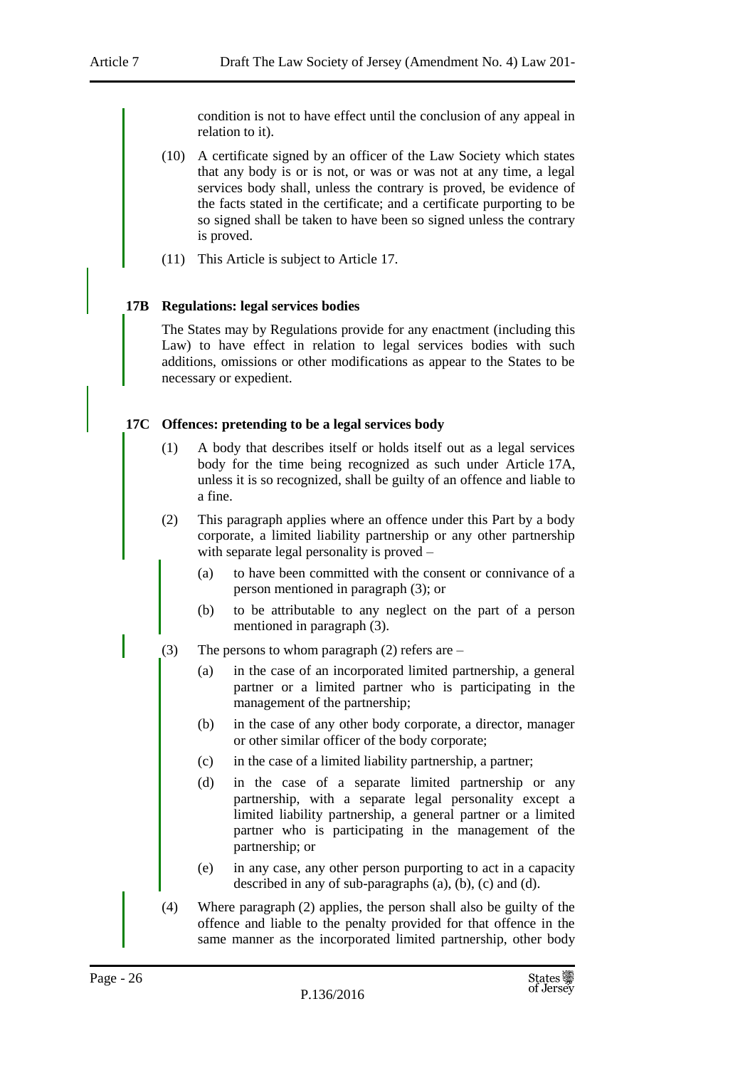condition is not to have effect until the conclusion of any appeal in relation to it).

(10) A certificate signed by an officer of the Law Society which states that any body is or is not, or was or was not at any time, a legal services body shall, unless the contrary is proved, be evidence of the facts stated in the certificate; and a certificate purporting to be so signed shall be taken to have been so signed unless the contrary is proved.

(11) This Article is subject to Article 17.

**17B Regulations: legal services bodies**

The States may by Regulations provide for any enactment (including this Law) to have effect in relation to legal services bodies with such additions, omissions or other modifications as appear to the States to be necessary or expedient.

**17C Offences: pretending to be a legal services body**

(1) A body that describes itself or holds itself out as a legal services body for the time being recognized as such under Article 17A, unless it is so recognized, shall be guilty of an offence and liable to a fine.

(2) This paragraph applies where an offence under this Part by a body corporate, a limited liability partnership or any other partnership with separate legal personality is proved –

(a) to have been committed with the consent or connivance of a person mentioned in paragraph (3); or

(b) to be attributable to any neglect on the part of a person mentioned in paragraph (3).

(3) The persons to whom paragraph (2) refers are –

(a) in the case of an incorporated limited partnership, a general partner or a limited partner who is participating in the management of the partnership;

(b) in the case of any other body corporate, a director, manager or other similar officer of the body corporate;

(c) in the case of a limited liability partnership, a partner;

(d) in the case of a separate limited partnership or any partnership, with a separate legal personality except a limited liability partnership, a general partner or a limited partner who is participating in the management of the partnership; or

(e) in any case, any other person purporting to act in a capacity described in any of sub-paragraphs (a), (b), (c) and (d).

(4) Where paragraph (2) applies, the person shall also be guilty of the offence and liable to the penalty provided for that offence in the same manner as the incorporated limited partnership, other body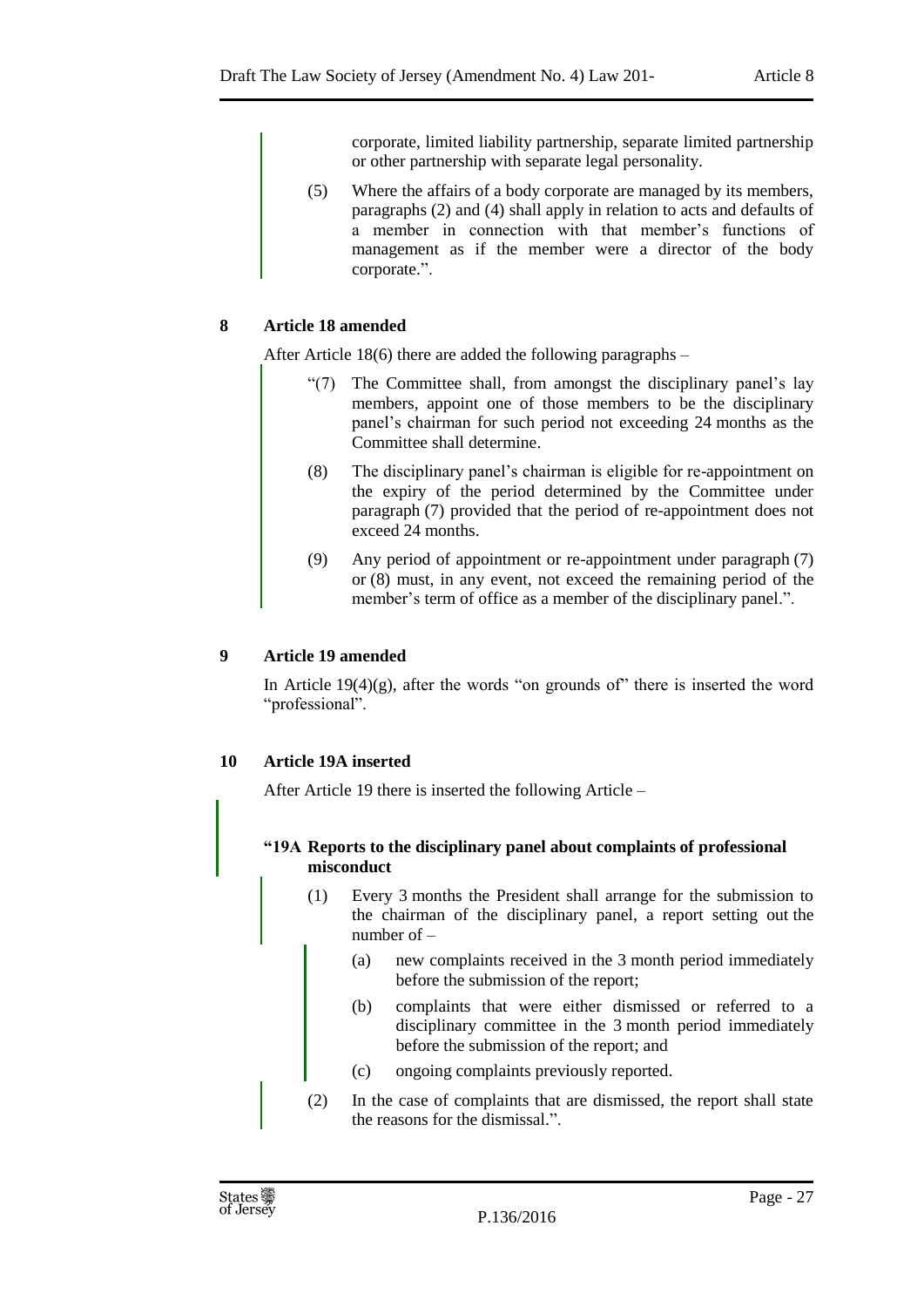corporate, limited liability partnership, separate limited partnership or other partnership with separate legal personality.

(5) Where the affairs of a body corporate are managed by its members, paragraphs (2) and (4) shall apply in relation to acts and defaults of a member in connection with that member's functions of management as if the member were a director of the body corporate.".

### 8 Article 18 amended

After Article 18(6) there are added the following paragraphs –

"(7) The Committee shall, from amongst the disciplinary panel's lay members, appoint one of those members to be the disciplinary panel's chairman for such period not exceeding 24 months as the Committee shall determine.

(8) The disciplinary panel's chairman is eligible for re-appointment on the expiry of the period determined by the Committee under paragraph (7) provided that the period of re-appointment does not exceed 24 months.

(9) Any period of appointment or re-appointment under paragraph (7) or (8) must, in any event, not exceed the remaining period of the member's term of office as a member of the disciplinary panel.".

### 9 Article 19 amended

In Article 19(4)(g), after the words "on grounds of" there is inserted the word "professional".

### 10 Article 19A inserted

After Article 19 there is inserted the following Article –

**"19A Reports to the disciplinary panel about complaints of professional misconduct**

(1) Every 3 months the President shall arrange for the submission to the chairman of the disciplinary panel, a report setting out the number of –

(a) new complaints received in the 3 month period immediately before the submission of the report;

(b) complaints that were either dismissed or referred to a disciplinary committee in the 3 month period immediately before the submission of the report; and

(c) ongoing complaints previously reported.

(2) In the case of complaints that are dismissed, the report shall state the reasons for the dismissal.".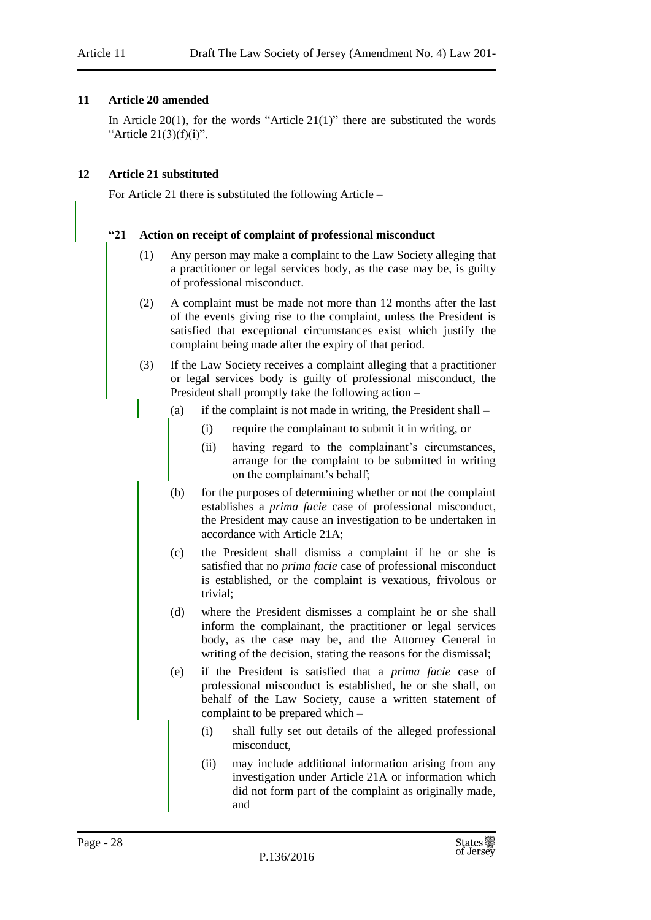**11 Article 20 amended**

In Article 20(1), for the words "Article 21(1)" there are substituted the words "Article 21(3)(f)(i)".

**12 Article 21 substituted**

For Article 21 there is substituted the following Article –

**"21 Action on receipt of complaint of professional misconduct**

(1) Any person may make a complaint to the Law Society alleging that a practitioner or legal services body, as the case may be, is guilty of professional misconduct.

(2) A complaint must be made not more than 12 months after the last of the events giving rise to the complaint, unless the President is satisfied that exceptional circumstances exist which justify the complaint being made after the expiry of that period.

(3) If the Law Society receives a complaint alleging that a practitioner or legal services body is guilty of professional misconduct, the President shall promptly take the following action –

(a) if the complaint is not made in writing, the President shall –

(i) require the complainant to submit it in writing, or

(ii) having regard to the complainant's circumstances, arrange for the complaint to be submitted in writing on the complainant's behalf;

(b) for the purposes of determining whether or not the complaint establishes a *prima facie* case of professional misconduct, the President may cause an investigation to be undertaken in accordance with Article 21A;

(c) the President shall dismiss a complaint if he or she is satisfied that no *prima facie* case of professional misconduct is established, or the complaint is vexatious, frivolous or trivial;

(d) where the President dismisses a complaint he or she shall inform the complainant, the practitioner or legal services body, as the case may be, and the Attorney General in writing of the decision, stating the reasons for the dismissal;

(e) if the President is satisfied that a *prima facie* case of professional misconduct is established, he or she shall, on behalf of the Law Society, cause a written statement of complaint to be prepared which –

(i) shall fully set out details of the alleged professional misconduct,

(ii) may include additional information arising from any investigation under Article 21A or information which did not form part of the complaint as originally made, and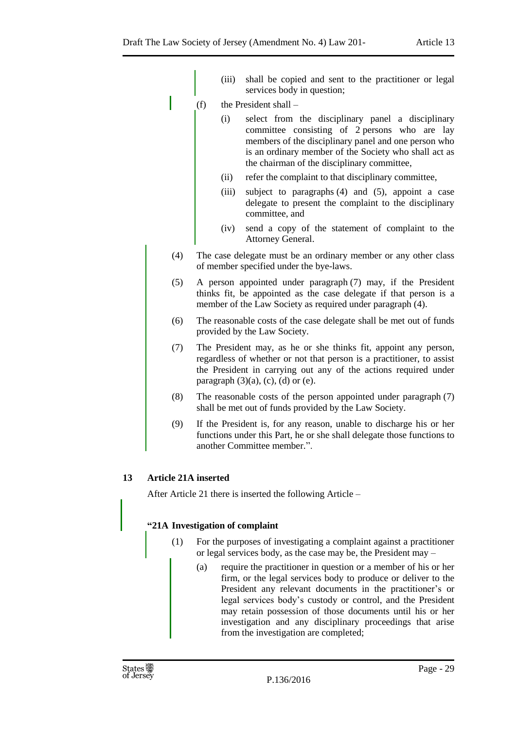(iii) shall be copied and sent to the practitioner or legal services body in question;

(f) the President shall –

(i) select from the disciplinary panel a disciplinary committee consisting of 2 persons who are lay members of the disciplinary panel and one person who is an ordinary member of the Society who shall act as the chairman of the disciplinary committee,

(ii) refer the complaint to that disciplinary committee,

(iii) subject to paragraphs (4) and (5), appoint a case delegate to present the complaint to the disciplinary committee, and

(iv) send a copy of the statement of complaint to the Attorney General.

(4) The case delegate must be an ordinary member or any other class of member specified under the bye-laws.

(5) A person appointed under paragraph (7) may, if the President thinks fit, be appointed as the case delegate if that person is a member of the Law Society as required under paragraph (4).

(6) The reasonable costs of the case delegate shall be met out of funds provided by the Law Society.

(7) The President may, as he or she thinks fit, appoint any person, regardless of whether or not that person is a practitioner, to assist the President in carrying out any of the actions required under paragraph (3)(a), (c), (d) or (e).

(8) The reasonable costs of the person appointed under paragraph (7) shall be met out of funds provided by the Law Society.

(9) If the President is, for any reason, unable to discharge his or her functions under this Part, he or she shall delegate those functions to another Committee member.".

## 13 Article 21A inserted

After Article 21 there is inserted the following Article –

### "21A Investigation of complaint

(1) For the purposes of investigating a complaint against a practitioner or legal services body, as the case may be, the President may –

(a) require the practitioner in question or a member of his or her firm, or the legal services body to produce or deliver to the President any relevant documents in the practitioner's or legal services body's custody or control, and the President may retain possession of those documents until his or her investigation and any disciplinary proceedings that arise from the investigation are completed;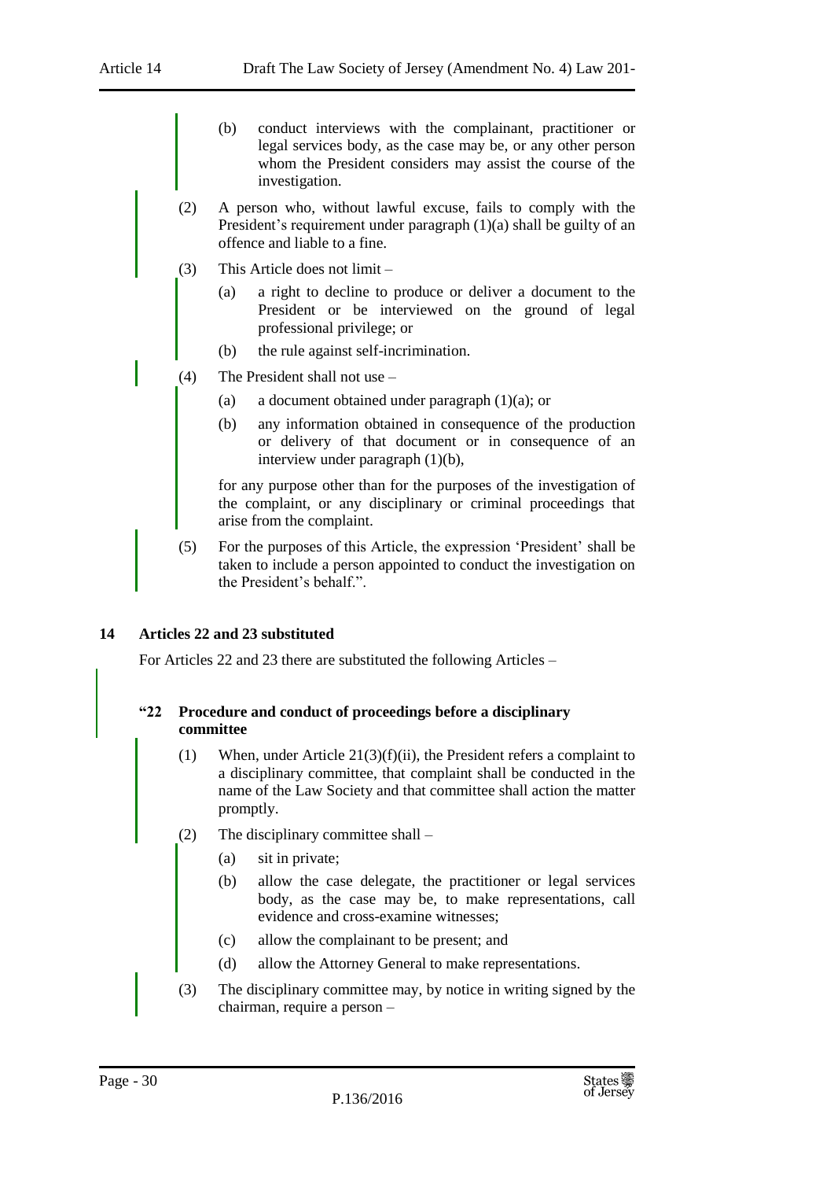(b) conduct interviews with the complainant, practitioner or legal services body, as the case may be, or any other person whom the President considers may assist the course of the investigation.

(2) A person who, without lawful excuse, fails to comply with the President's requirement under paragraph (1)(a) shall be guilty of an offence and liable to a fine.

(3) This Article does not limit –

(a) a right to decline to produce or deliver a document to the President or be interviewed on the ground of legal professional privilege; or

(b) the rule against self-incrimination.

(4) The President shall not use –

(a) a document obtained under paragraph (1)(a); or

(b) any information obtained in consequence of the production or delivery of that document or in consequence of an interview under paragraph (1)(b),

for any purpose other than for the purposes of the investigation of the complaint, or any disciplinary or criminal proceedings that arise from the complaint.

(5) For the purposes of this Article, the expression 'President' shall be taken to include a person appointed to conduct the investigation on the President's behalf.".

## 14 Articles 22 and 23 substituted

For Articles 22 and 23 there are substituted the following Articles –

### "22 Procedure and conduct of proceedings before a disciplinary committee

(1) When, under Article 21(3)(f)(ii), the President refers a complaint to a disciplinary committee, that complaint shall be conducted in the name of the Law Society and that committee shall action the matter promptly.

(2) The disciplinary committee shall –

(a) sit in private;

(b) allow the case delegate, the practitioner or legal services body, as the case may be, to make representations, call evidence and cross-examine witnesses;

(c) allow the complainant to be present; and

(d) allow the Attorney General to make representations.

(3) The disciplinary committee may, by notice in writing signed by the chairman, require a person –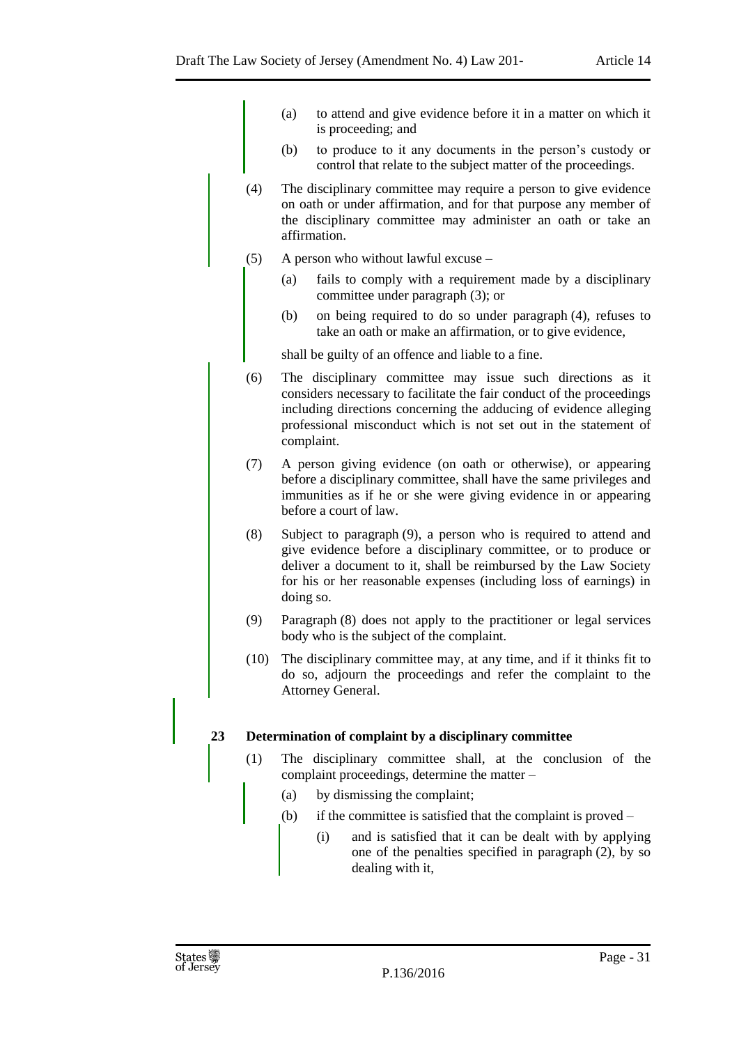(a) to attend and give evidence before it in a matter on which it is proceeding; and

(b) to produce to it any documents in the person's custody or control that relate to the subject matter of the proceedings.

(4) The disciplinary committee may require a person to give evidence on oath or under affirmation, and for that purpose any member of the disciplinary committee may administer an oath or take an affirmation.

(5) A person who without lawful excuse –

(a) fails to comply with a requirement made by a disciplinary committee under paragraph (3); or

(b) on being required to do so under paragraph (4), refuses to take an oath or make an affirmation, or to give evidence,

shall be guilty of an offence and liable to a fine.

(6) The disciplinary committee may issue such directions as it considers necessary to facilitate the fair conduct of the proceedings including directions concerning the adducing of evidence alleging professional misconduct which is not set out in the statement of complaint.

(7) A person giving evidence (on oath or otherwise), or appearing before a disciplinary committee, shall have the same privileges and immunities as if he or she were giving evidence in or appearing before a court of law.

(8) Subject to paragraph (9), a person who is required to attend and give evidence before a disciplinary committee, or to produce or deliver a document to it, shall be reimbursed by the Law Society for his or her reasonable expenses (including loss of earnings) in doing so.

(9) Paragraph (8) does not apply to the practitioner or legal services body who is the subject of the complaint.

(10) The disciplinary committee may, at any time, and if it thinks fit to do so, adjourn the proceedings and refer the complaint to the Attorney General.

**23 Determination of complaint by a disciplinary committee**

(1) The disciplinary committee shall, at the conclusion of the complaint proceedings, determine the matter –

(a) by dismissing the complaint;

(b) if the committee is satisfied that the complaint is proved –

(i) and is satisfied that it can be dealt with by applying one of the penalties specified in paragraph (2), by so dealing with it,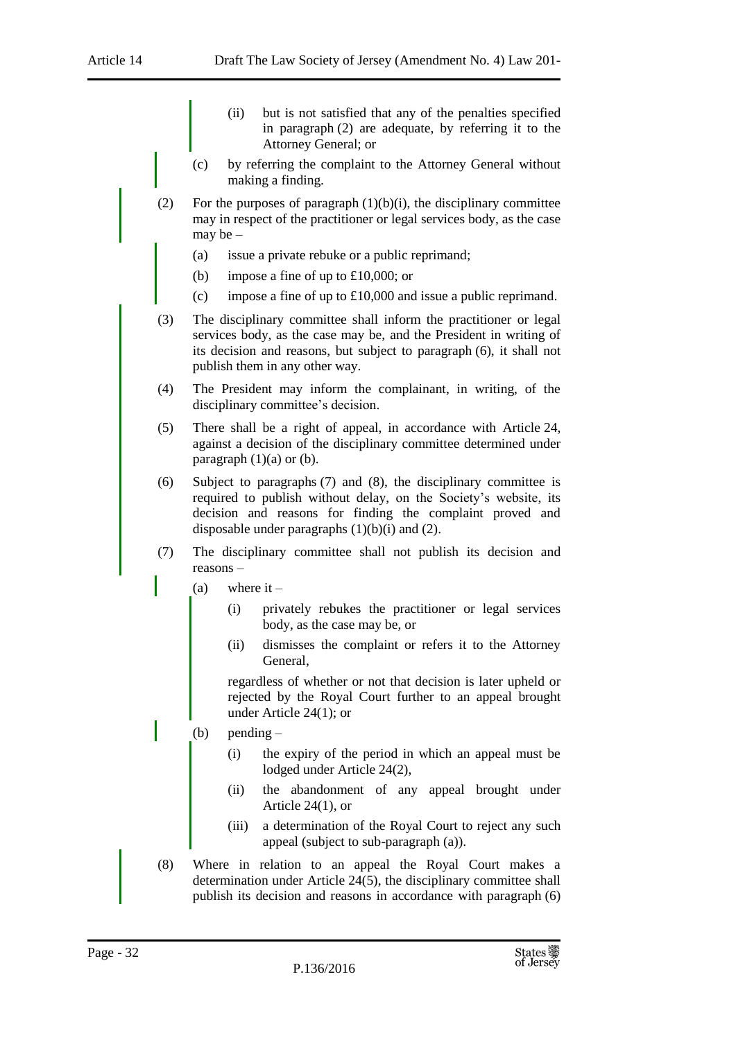(ii) but is not satisfied that any of the penalties specified in paragraph (2) are adequate, by referring it to the Attorney General; or

(c) by referring the complaint to the Attorney General without making a finding.

(2) For the purposes of paragraph (1)(b)(i), the disciplinary committee may in respect of the practitioner or legal services body, as the case may be –

(a) issue a private rebuke or a public reprimand;

(b) impose a fine of up to £10,000; or

(c) impose a fine of up to £10,000 and issue a public reprimand.

(3) The disciplinary committee shall inform the practitioner or legal services body, as the case may be, and the President in writing of its decision and reasons, but subject to paragraph (6), it shall not publish them in any other way.

(4) The President may inform the complainant, in writing, of the disciplinary committee's decision.

(5) There shall be a right of appeal, in accordance with Article 24, against a decision of the disciplinary committee determined under paragraph (1)(a) or (b).

(6) Subject to paragraphs (7) and (8), the disciplinary committee is required to publish without delay, on the Society's website, its decision and reasons for finding the complaint proved and disposable under paragraphs (1)(b)(i) and (2).

(7) The disciplinary committee shall not publish its decision and reasons –

(a) where it –

(i) privately rebukes the practitioner or legal services body, as the case may be, or

(ii) dismisses the complaint or refers it to the Attorney General,

regardless of whether or not that decision is later upheld or rejected by the Royal Court further to an appeal brought under Article 24(1); or

(b) pending –

(i) the expiry of the period in which an appeal must be lodged under Article 24(2),

(ii) the abandonment of any appeal brought under Article 24(1), or

(iii) a determination of the Royal Court to reject any such appeal (subject to sub-paragraph (a)).

(8) Where in relation to an appeal the Royal Court makes a determination under Article 24(5), the disciplinary committee shall publish its decision and reasons in accordance with paragraph (6)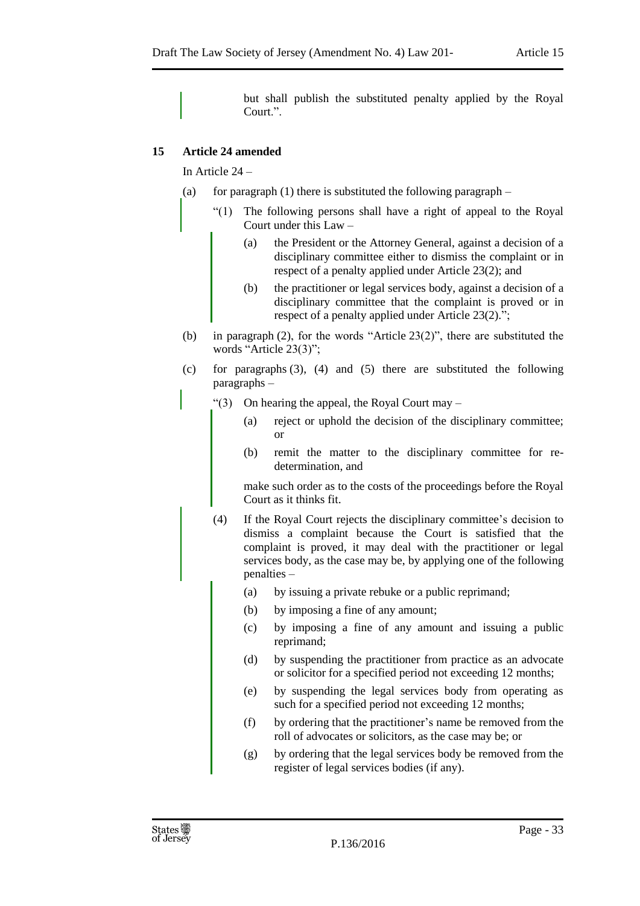but shall publish the substituted penalty applied by the Royal Court.".

**15 Article 24 amended**

In Article 24 –

(a) for paragraph (1) there is substituted the following paragraph –

"(1) The following persons shall have a right of appeal to the Royal Court under this Law –

(a) the President or the Attorney General, against a decision of a disciplinary committee either to dismiss the complaint or in respect of a penalty applied under Article 23(2); and

(b) the practitioner or legal services body, against a decision of a disciplinary committee that the complaint is proved or in respect of a penalty applied under Article 23(2).";

(b) in paragraph (2), for the words "Article 23(2)", there are substituted the words "Article 23(3)";

(c) for paragraphs (3), (4) and (5) there are substituted the following paragraphs –

"(3) On hearing the appeal, the Royal Court may –

(a) reject or uphold the decision of the disciplinary committee; or

(b) remit the matter to the disciplinary committee for re-determination, and

make such order as to the costs of the proceedings before the Royal Court as it thinks fit.

(4) If the Royal Court rejects the disciplinary committee's decision to dismiss a complaint because the Court is satisfied that the complaint is proved, it may deal with the practitioner or legal services body, as the case may be, by applying one of the following penalties –

(a) by issuing a private rebuke or a public reprimand;

(b) by imposing a fine of any amount;

(c) by imposing a fine of any amount and issuing a public reprimand;

(d) by suspending the practitioner from practice as an advocate or solicitor for a specified period not exceeding 12 months;

(e) by suspending the legal services body from operating as such for a specified period not exceeding 12 months;

(f) by ordering that the practitioner's name be removed from the roll of advocates or solicitors, as the case may be; or

(g) by ordering that the legal services body be removed from the register of legal services bodies (if any).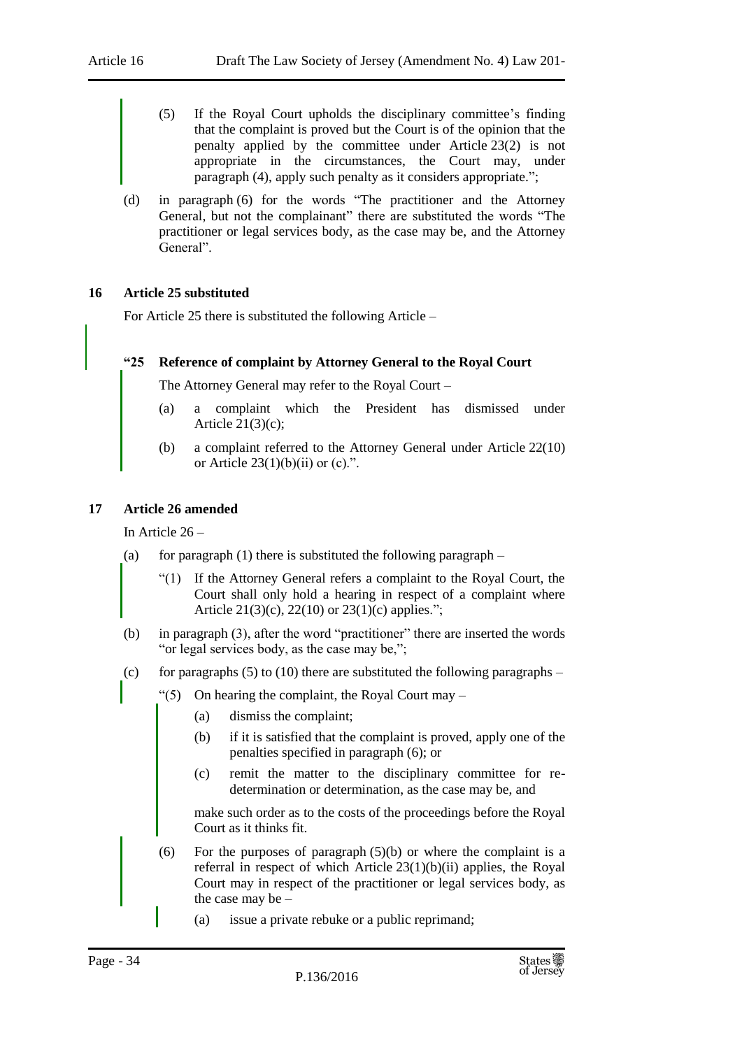(5) If the Royal Court upholds the disciplinary committee's finding that the complaint is proved but the Court is of the opinion that the penalty applied by the committee under Article 23(2) is not appropriate in the circumstances, the Court may, under paragraph (4), apply such penalty as it considers appropriate.";

(d) in paragraph (6) for the words "The practitioner and the Attorney General, but not the complainant" there are substituted the words "The practitioner or legal services body, as the case may be, and the Attorney General".

### 16 Article 25 substituted

For Article 25 there is substituted the following Article –

**"25 Reference of complaint by Attorney General to the Royal Court**

The Attorney General may refer to the Royal Court –

(a) a complaint which the President has dismissed under Article 21(3)(c);

(b) a complaint referred to the Attorney General under Article 22(10) or Article 23(1)(b)(ii) or (c).".

### 17 Article 26 amended

In Article 26 –

(a) for paragraph (1) there is substituted the following paragraph –

"(1) If the Attorney General refers a complaint to the Royal Court, the Court shall only hold a hearing in respect of a complaint where Article 21(3)(c), 22(10) or 23(1)(c) applies.";

(b) in paragraph (3), after the word "practitioner" there are inserted the words "or legal services body, as the case may be,";

(c) for paragraphs (5) to (10) there are substituted the following paragraphs –

"(5) On hearing the complaint, the Royal Court may –

(a) dismiss the complaint;

(b) if it is satisfied that the complaint is proved, apply one of the penalties specified in paragraph (6); or

(c) remit the matter to the disciplinary committee for re-determination or determination, as the case may be, and

make such order as to the costs of the proceedings before the Royal Court as it thinks fit.

(6) For the purposes of paragraph (5)(b) or where the complaint is a referral in respect of which Article 23(1)(b)(ii) applies, the Royal Court may in respect of the practitioner or legal services body, as the case may be –

(a) issue a private rebuke or a public reprimand;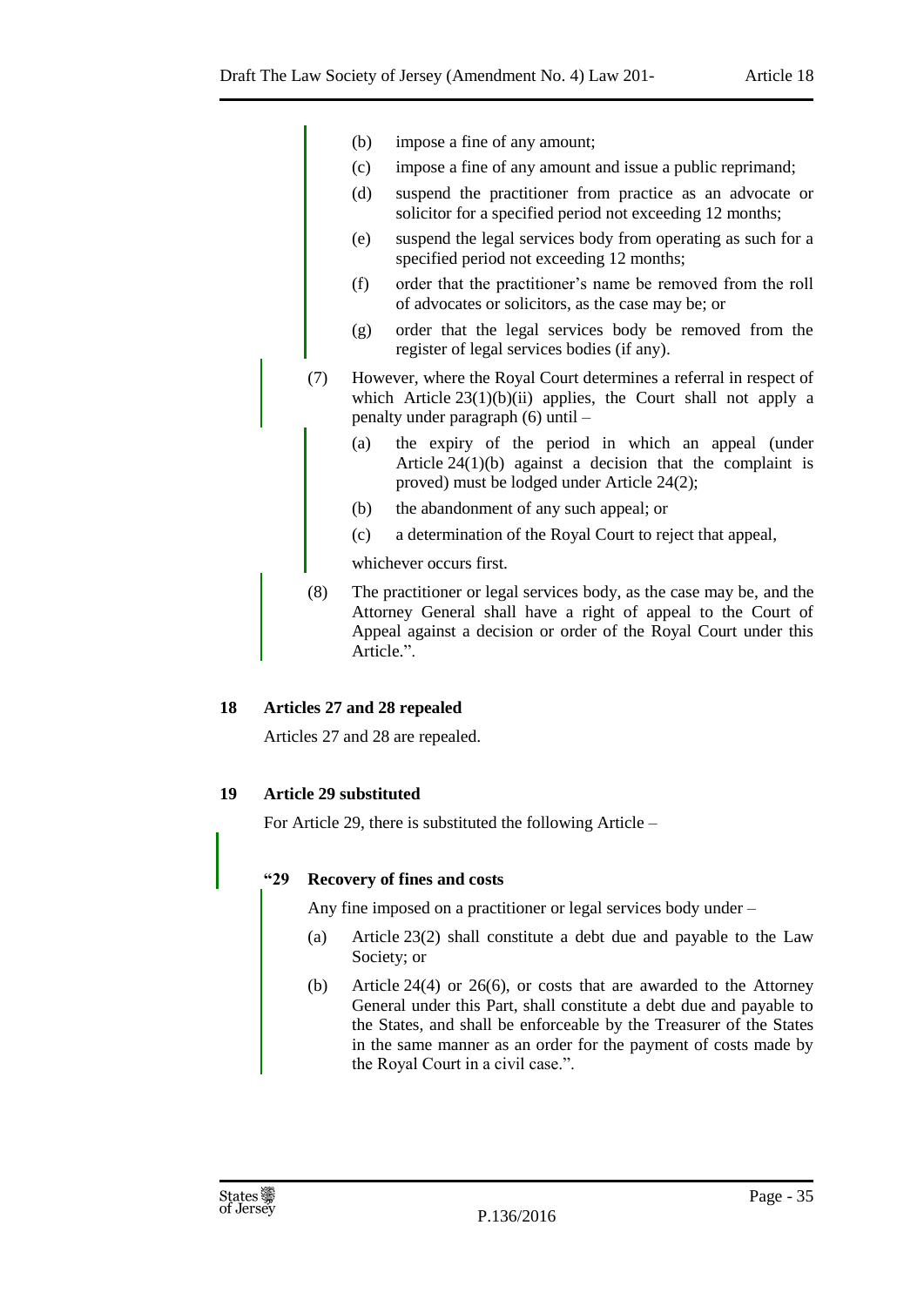(b) impose a fine of any amount;

(c) impose a fine of any amount and issue a public reprimand;

(d) suspend the practitioner from practice as an advocate or solicitor for a specified period not exceeding 12 months;

(e) suspend the legal services body from operating as such for a specified period not exceeding 12 months;

(f) order that the practitioner's name be removed from the roll of advocates or solicitors, as the case may be; or

(g) order that the legal services body be removed from the register of legal services bodies (if any).

(7) However, where the Royal Court determines a referral in respect of which Article 23(1)(b)(ii) applies, the Court shall not apply a penalty under paragraph (6) until –

(a) the expiry of the period in which an appeal (under Article 24(1)(b) against a decision that the complaint is proved) must be lodged under Article 24(2);

(b) the abandonment of any such appeal; or

(c) a determination of the Royal Court to reject that appeal,

whichever occurs first.

(8) The practitioner or legal services body, as the case may be, and the Attorney General shall have a right of appeal to the Court of Appeal against a decision or order of the Royal Court under this Article.".

**18 Articles 27 and 28 repealed**

Articles 27 and 28 are repealed.

**19 Article 29 substituted**

For Article 29, there is substituted the following Article –

**"29 Recovery of fines and costs**

Any fine imposed on a practitioner or legal services body under –

(a) Article 23(2) shall constitute a debt due and payable to the Law Society; or

(b) Article 24(4) or 26(6), or costs that are awarded to the Attorney General under this Part, shall constitute a debt due and payable to the States, and shall be enforceable by the Treasurer of the States in the same manner as an order for the payment of costs made by the Royal Court in a civil case.".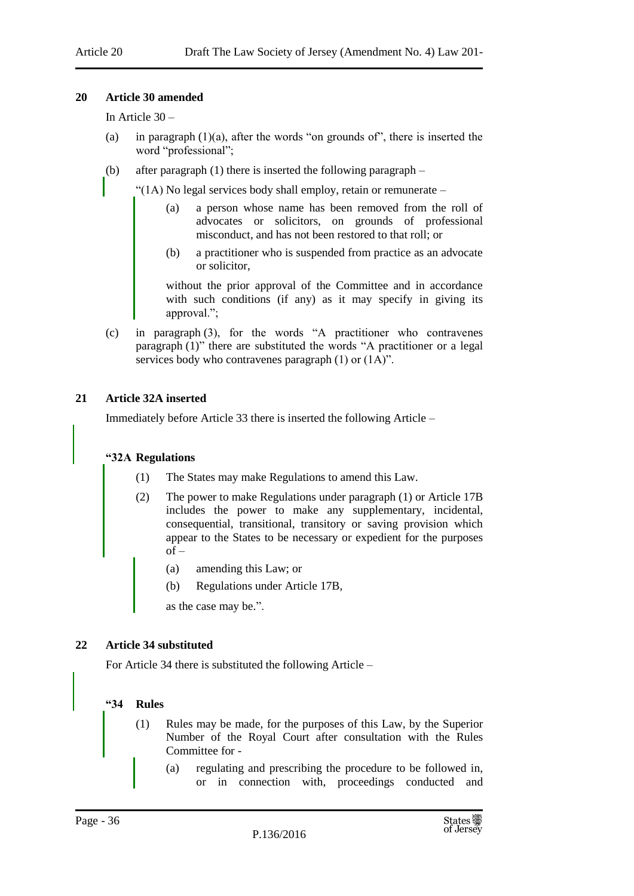### 20 Article 30 amended

In Article 30 –

(a) in paragraph (1)(a), after the words "on grounds of", there is inserted the word "professional";

(b) after paragraph (1) there is inserted the following paragraph –

"(1A) No legal services body shall employ, retain or remunerate –

(a) a person whose name has been removed from the roll of advocates or solicitors, on grounds of professional misconduct, and has not been restored to that roll; or

(b) a practitioner who is suspended from practice as an advocate or solicitor,

without the prior approval of the Committee and in accordance with such conditions (if any) as it may specify in giving its approval.";

(c) in paragraph (3), for the words "A practitioner who contravenes paragraph (1)" there are substituted the words "A practitioner or a legal services body who contravenes paragraph (1) or (1A)".

### 21 Article 32A inserted

Immediately before Article 33 there is inserted the following Article –

**"32A Regulations**

(1) The States may make Regulations to amend this Law.

(2) The power to make Regulations under paragraph (1) or Article 17B includes the power to make any supplementary, incidental, consequential, transitional, transitory or saving provision which appear to the States to be necessary or expedient for the purposes of –

(a) amending this Law; or

(b) Regulations under Article 17B,

as the case may be.".

### 22 Article 34 substituted

For Article 34 there is substituted the following Article –

**"34 Rules**

(1) Rules may be made, for the purposes of this Law, by the Superior Number of the Royal Court after consultation with the Rules Committee for -

(a) regulating and prescribing the procedure to be followed in, or in connection with, proceedings conducted and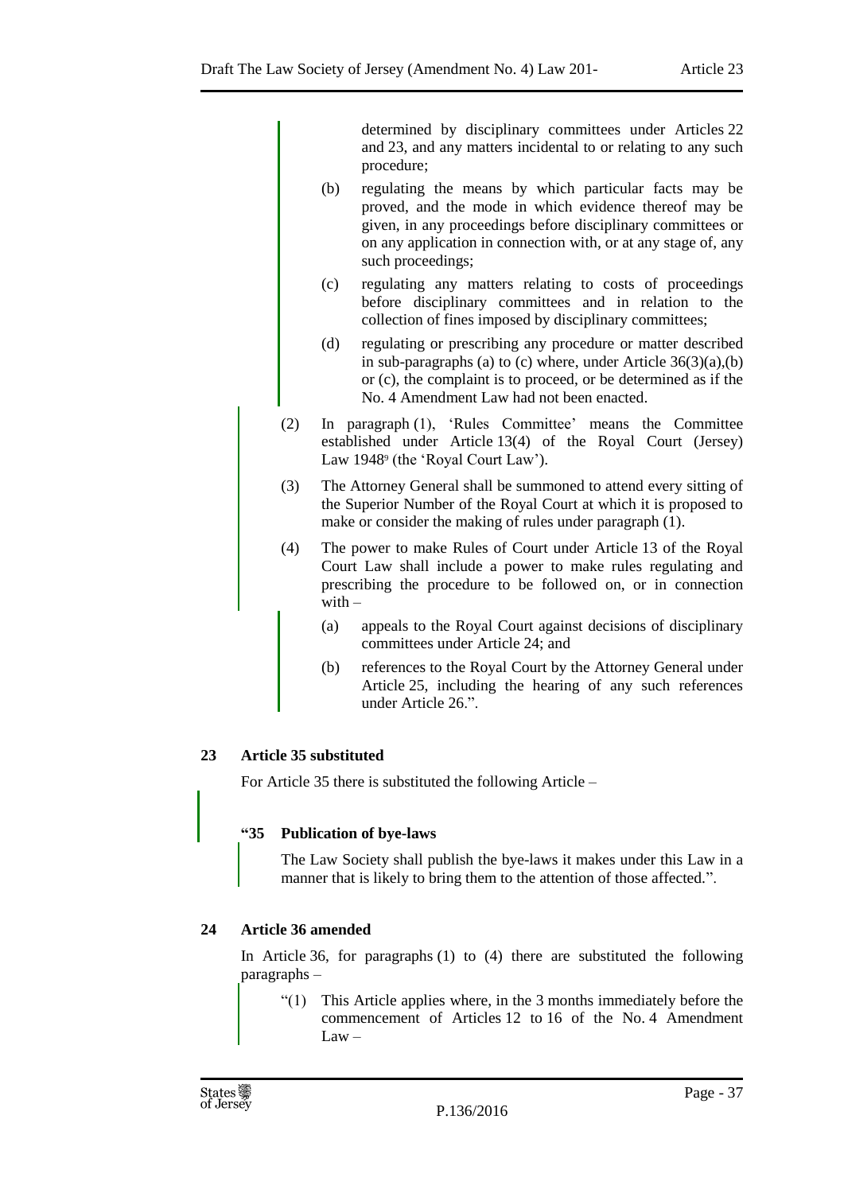determined by disciplinary committees under Articles 22 and 23, and any matters incidental to or relating to any such procedure;

(b) regulating the means by which particular facts may be proved, and the mode in which evidence thereof may be given, in any proceedings before disciplinary committees or on any application in connection with, or at any stage of, any such proceedings;

(c) regulating any matters relating to costs of proceedings before disciplinary committees and in relation to the collection of fines imposed by disciplinary committees;

(d) regulating or prescribing any procedure or matter described in sub-paragraphs (a) to (c) where, under Article 36(3)(a),(b) or (c), the complaint is to proceed, or be determined as if the No. 4 Amendment Law had not been enacted.

(2) In paragraph (1), 'Rules Committee' means the Committee established under Article 13(4) of the Royal Court (Jersey) Law 1948[9] (the 'Royal Court Law').

(3) The Attorney General shall be summoned to attend every sitting of the Superior Number of the Royal Court at which it is proposed to make or consider the making of rules under paragraph (1).

(4) The power to make Rules of Court under Article 13 of the Royal Court Law shall include a power to make rules regulating and prescribing the procedure to be followed on, or in connection with –

(a) appeals to the Royal Court against decisions of disciplinary committees under Article 24; and

(b) references to the Royal Court by the Attorney General under Article 25, including the hearing of any such references under Article 26.".

**23 Article 35 substituted**

For Article 35 there is substituted the following Article –

**"35 Publication of bye-laws**

The Law Society shall publish the bye-laws it makes under this Law in a manner that is likely to bring them to the attention of those affected.".

**24 Article 36 amended**

In Article 36, for paragraphs (1) to (4) there are substituted the following paragraphs –

"(1) This Article applies where, in the 3 months immediately before the commencement of Articles 12 to 16 of the No. 4 Amendment Law –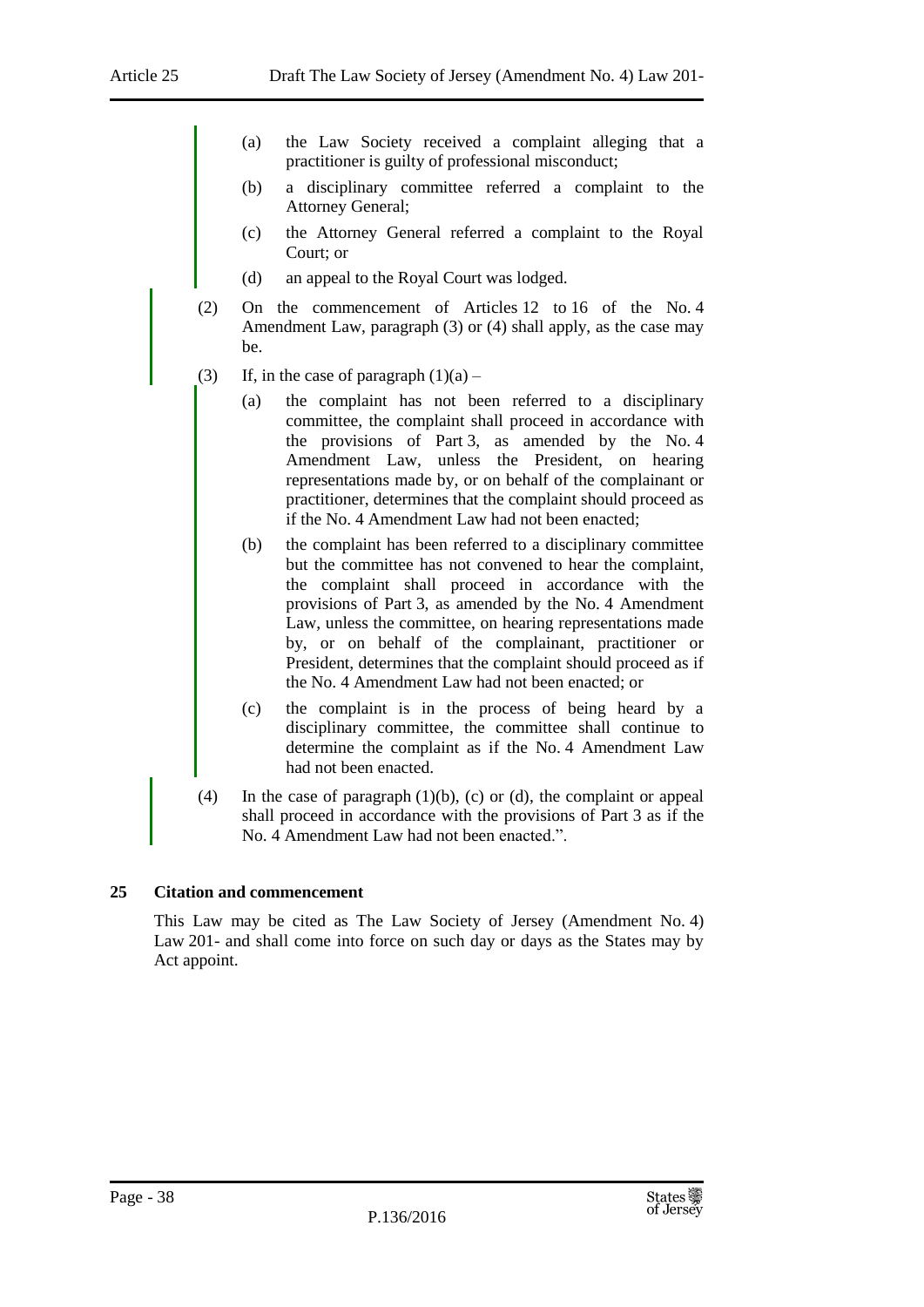(a) the Law Society received a complaint alleging that a practitioner is guilty of professional misconduct;

(b) a disciplinary committee referred a complaint to the Attorney General;

(c) the Attorney General referred a complaint to the Royal Court; or

(d) an appeal to the Royal Court was lodged.

(2) On the commencement of Articles 12 to 16 of the No. 4 Amendment Law, paragraph (3) or (4) shall apply, as the case may be.

(3) If, in the case of paragraph (1)(a) –

(a) the complaint has not been referred to a disciplinary committee, the complaint shall proceed in accordance with the provisions of Part 3, as amended by the No. 4 Amendment Law, unless the President, on hearing representations made by, or on behalf of the complainant or practitioner, determines that the complaint should proceed as if the No. 4 Amendment Law had not been enacted;

(b) the complaint has been referred to a disciplinary committee but the committee has not convened to hear the complaint, the complaint shall proceed in accordance with the provisions of Part 3, as amended by the No. 4 Amendment Law, unless the committee, on hearing representations made by, or on behalf of the complainant, practitioner or President, determines that the complaint should proceed as if the No. 4 Amendment Law had not been enacted; or

(c) the complaint is in the process of being heard by a disciplinary committee, the committee shall continue to determine the complaint as if the No. 4 Amendment Law had not been enacted.

(4) In the case of paragraph (1)(b), (c) or (d), the complaint or appeal shall proceed in accordance with the provisions of Part 3 as if the No. 4 Amendment Law had not been enacted.".

## 25 Citation and commencement

This Law may be cited as The Law Society of Jersey (Amendment No. 4) Law 201- and shall come into force on such day or days as the States may by Act appoint.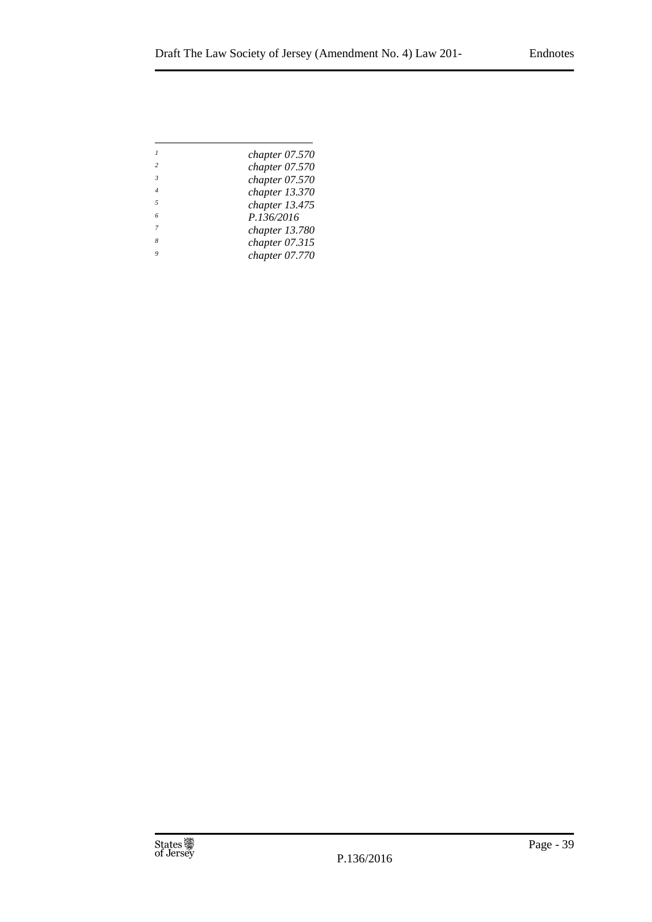[1] *chapter 07.570*
[2] *chapter 07.570*
[3] *chapter 07.570*
[4] *chapter 13.370*
[5] *chapter 13.475*
[6] *P.136/2016*
[7] *chapter 13.780*
[8] *chapter 07.315*
[9] *chapter 07.770*